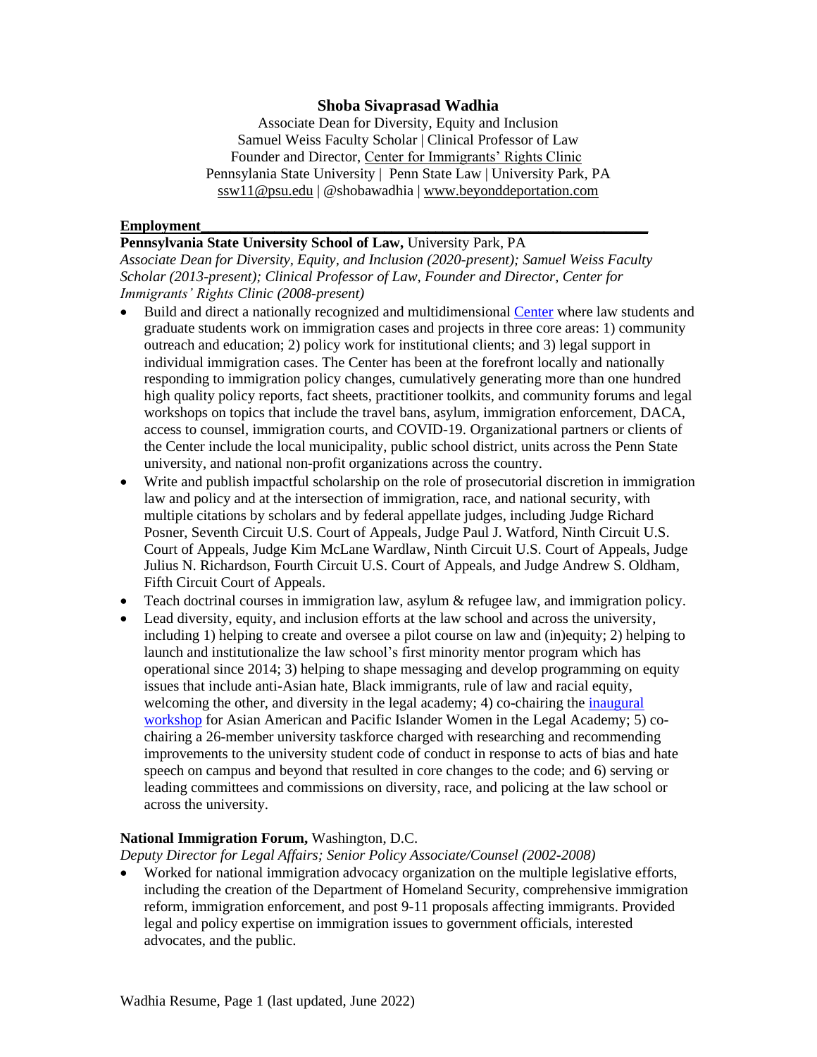# Shoba Sivaprasad Wadhia

Associate Dean for Diversity, Equity and Inclusion
Samuel Weiss Faculty Scholar | Clinical Professor of Law
Founder and Director, Center for Immigrants' Rights Clinic
Pennsylania State University | Penn State Law | University Park, PA
ssw11@psu.edu | @shobawadhia | www.beyonddeportation.com

## Employment

**Pennsylvania State University School of Law,** University Park, PA
*Associate Dean for Diversity, Equity, and Inclusion (2020-present); Samuel Weiss Faculty Scholar (2013-present); Clinical Professor of Law, Founder and Director, Center for Immigrants' Rights Clinic (2008-present)*

- Build and direct a nationally recognized and multidimensional Center where law students and graduate students work on immigration cases and projects in three core areas: 1) community outreach and education; 2) policy work for institutional clients; and 3) legal support in individual immigration cases. The Center has been at the forefront locally and nationally responding to immigration policy changes, cumulatively generating more than one hundred high quality policy reports, fact sheets, practitioner toolkits, and community forums and legal workshops on topics that include the travel bans, asylum, immigration enforcement, DACA, access to counsel, immigration courts, and COVID-19. Organizational partners or clients of the Center include the local municipality, public school district, units across the Penn State university, and national non-profit organizations across the country.
- Write and publish impactful scholarship on the role of prosecutorial discretion in immigration law and policy and at the intersection of immigration, race, and national security, with multiple citations by scholars and by federal appellate judges, including Judge Richard Posner, Seventh Circuit U.S. Court of Appeals, Judge Paul J. Watford, Ninth Circuit U.S. Court of Appeals, Judge Kim McLane Wardlaw, Ninth Circuit U.S. Court of Appeals, Judge Julius N. Richardson, Fourth Circuit U.S. Court of Appeals, and Judge Andrew S. Oldham, Fifth Circuit Court of Appeals.
- Teach doctrinal courses in immigration law, asylum & refugee law, and immigration policy.
- Lead diversity, equity, and inclusion efforts at the law school and across the university, including 1) helping to create and oversee a pilot course on law and (in)equity; 2) helping to launch and institutionalize the law school's first minority mentor program which has operational since 2014; 3) helping to shape messaging and develop programming on equity issues that include anti-Asian hate, Black immigrants, rule of law and racial equity, welcoming the other, and diversity in the legal academy; 4) co-chairing the inaugural workshop for Asian American and Pacific Islander Women in the Legal Academy; 5) co-chairing a 26-member university taskforce charged with researching and recommending improvements to the university student code of conduct in response to acts of bias and hate speech on campus and beyond that resulted in core changes to the code; and 6) serving or leading committees and commissions on diversity, race, and policing at the law school or across the university.

**National Immigration Forum,** Washington, D.C.
*Deputy Director for Legal Affairs; Senior Policy Associate/Counsel (2002-2008)*

- Worked for national immigration advocacy organization on the multiple legislative efforts, including the creation of the Department of Homeland Security, comprehensive immigration reform, immigration enforcement, and post 9-11 proposals affecting immigrants. Provided legal and policy expertise on immigration issues to government officials, interested advocates, and the public.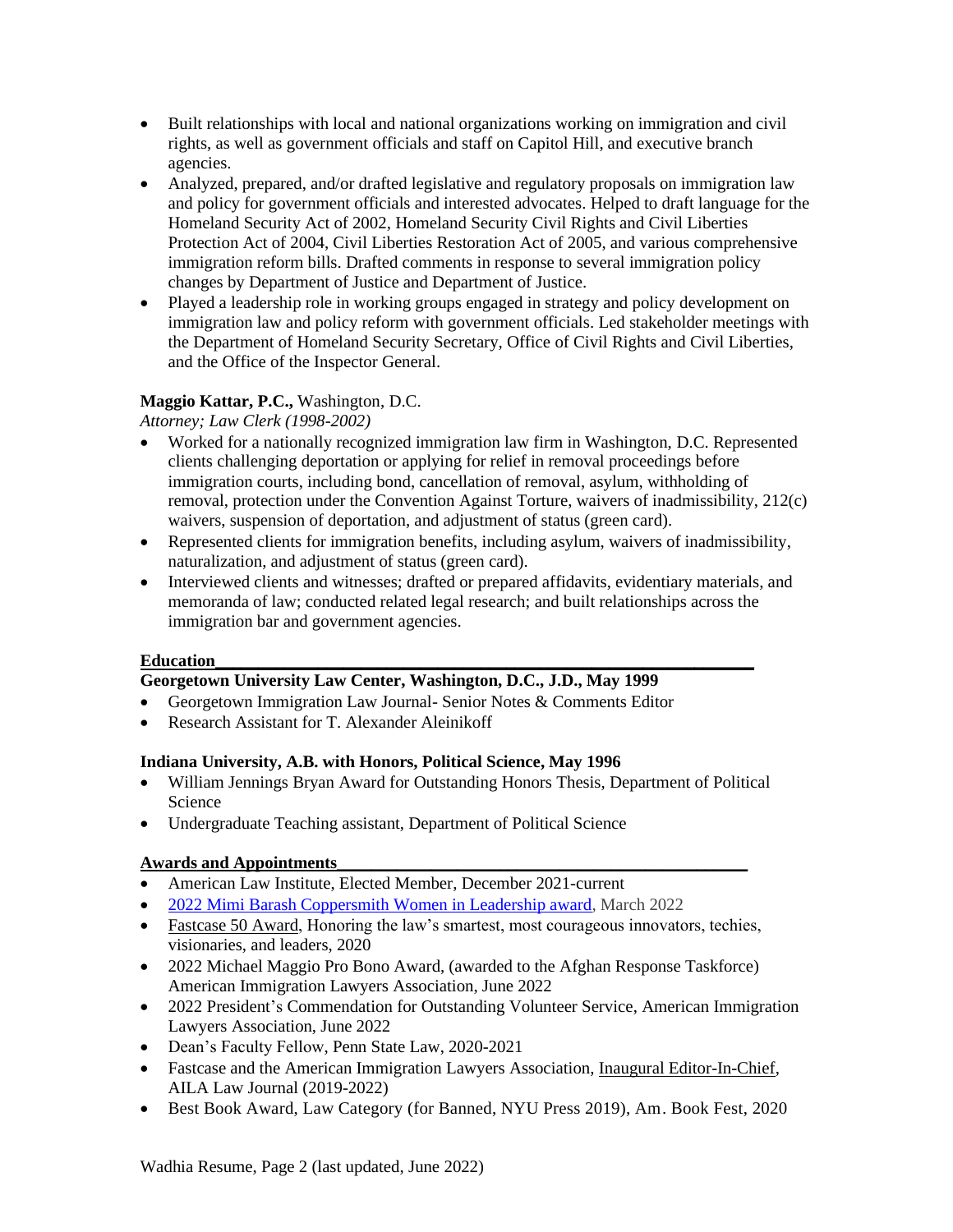- Built relationships with local and national organizations working on immigration and civil rights, as well as government officials and staff on Capitol Hill, and executive branch agencies.
- Analyzed, prepared, and/or drafted legislative and regulatory proposals on immigration law and policy for government officials and interested advocates. Helped to draft language for the Homeland Security Act of 2002, Homeland Security Civil Rights and Civil Liberties Protection Act of 2004, Civil Liberties Restoration Act of 2005, and various comprehensive immigration reform bills. Drafted comments in response to several immigration policy changes by Department of Justice and Department of Justice.
- Played a leadership role in working groups engaged in strategy and policy development on immigration law and policy reform with government officials. Led stakeholder meetings with the Department of Homeland Security Secretary, Office of Civil Rights and Civil Liberties, and the Office of the Inspector General.

**Maggio Kattar, P.C.,** Washington, D.C.
*Attorney; Law Clerk (1998-2002)*

- Worked for a nationally recognized immigration law firm in Washington, D.C. Represented clients challenging deportation or applying for relief in removal proceedings before immigration courts, including bond, cancellation of removal, asylum, withholding of removal, protection under the Convention Against Torture, waivers of inadmissibility, 212(c) waivers, suspension of deportation, and adjustment of status (green card).
- Represented clients for immigration benefits, including asylum, waivers of inadmissibility, naturalization, and adjustment of status (green card).
- Interviewed clients and witnesses; drafted or prepared affidavits, evidentiary materials, and memoranda of law; conducted related legal research; and built relationships across the immigration bar and government agencies.

## Education

**Georgetown University Law Center, Washington, D.C., J.D., May 1999**

- Georgetown Immigration Law Journal- Senior Notes & Comments Editor
- Research Assistant for T. Alexander Aleinikoff

**Indiana University, A.B. with Honors, Political Science, May 1996**

- William Jennings Bryan Award for Outstanding Honors Thesis, Department of Political Science
- Undergraduate Teaching assistant, Department of Political Science

## Awards and Appointments

- American Law Institute, Elected Member, December 2021-current
- 2022 Mimi Barash Coppersmith Women in Leadership award, March 2022
- Fastcase 50 Award, Honoring the law's smartest, most courageous innovators, techies, visionaries, and leaders, 2020
- 2022 Michael Maggio Pro Bono Award, (awarded to the Afghan Response Taskforce) American Immigration Lawyers Association, June 2022
- 2022 President's Commendation for Outstanding Volunteer Service, American Immigration Lawyers Association, June 2022
- Dean's Faculty Fellow, Penn State Law, 2020-2021
- Fastcase and the American Immigration Lawyers Association, Inaugural Editor-In-Chief, AILA Law Journal (2019-2022)
- Best Book Award, Law Category (for Banned, NYU Press 2019), Am. Book Fest, 2020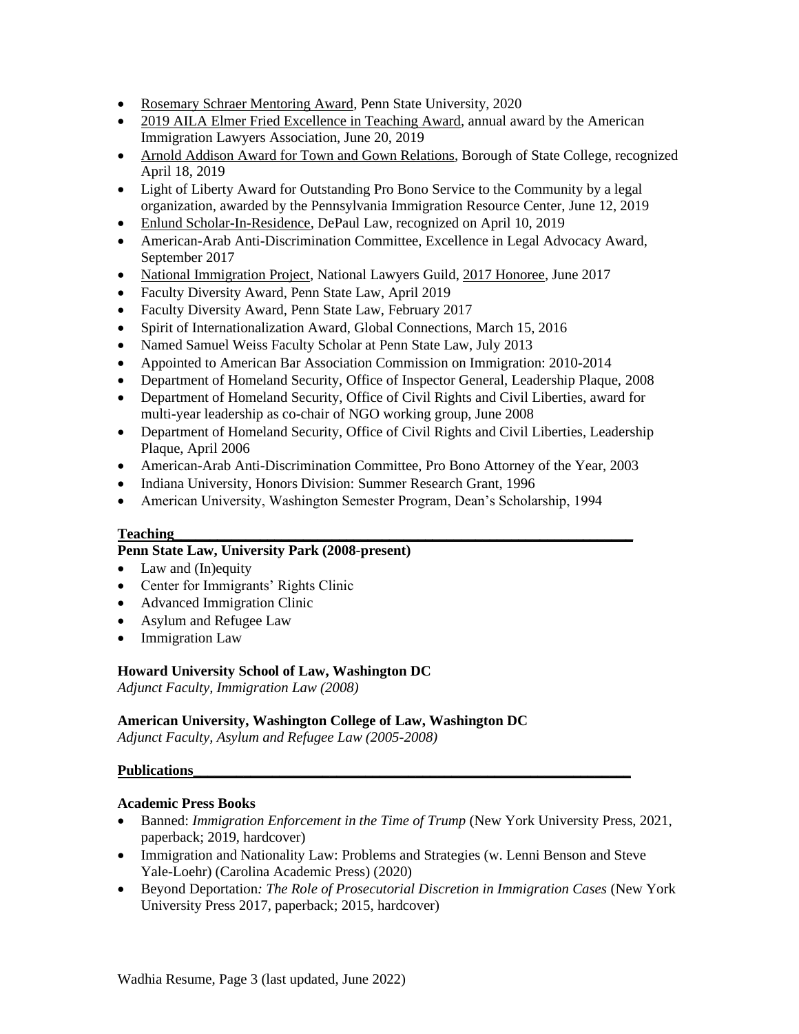- Rosemary Schraer Mentoring Award, Penn State University, 2020
- 2019 AILA Elmer Fried Excellence in Teaching Award, annual award by the American Immigration Lawyers Association, June 20, 2019
- Arnold Addison Award for Town and Gown Relations, Borough of State College, recognized April 18, 2019
- Light of Liberty Award for Outstanding Pro Bono Service to the Community by a legal organization, awarded by the Pennsylvania Immigration Resource Center, June 12, 2019
- Enlund Scholar-In-Residence, DePaul Law, recognized on April 10, 2019
- American-Arab Anti-Discrimination Committee, Excellence in Legal Advocacy Award, September 2017
- National Immigration Project, National Lawyers Guild, 2017 Honoree, June 2017
- Faculty Diversity Award, Penn State Law, April 2019
- Faculty Diversity Award, Penn State Law, February 2017
- Spirit of Internationalization Award, Global Connections, March 15, 2016
- Named Samuel Weiss Faculty Scholar at Penn State Law, July 2013
- Appointed to American Bar Association Commission on Immigration: 2010-2014
- Department of Homeland Security, Office of Inspector General, Leadership Plaque, 2008
- Department of Homeland Security, Office of Civil Rights and Civil Liberties, award for multi-year leadership as co-chair of NGO working group, June 2008
- Department of Homeland Security, Office of Civil Rights and Civil Liberties, Leadership Plaque, April 2006
- American-Arab Anti-Discrimination Committee, Pro Bono Attorney of the Year, 2003
- Indiana University, Honors Division: Summer Research Grant, 1996
- American University, Washington Semester Program, Dean's Scholarship, 1994

## Teaching

**Penn State Law, University Park (2008-present)**

- Law and (In)equity
- Center for Immigrants' Rights Clinic
- Advanced Immigration Clinic
- Asylum and Refugee Law
- Immigration Law

**Howard University School of Law, Washington DC**
*Adjunct Faculty, Immigration Law (2008)*

**American University, Washington College of Law, Washington DC**
*Adjunct Faculty, Asylum and Refugee Law (2005-2008)*

## Publications

**Academic Press Books**

- Banned: *Immigration Enforcement in the Time of Trump* (New York University Press, 2021, paperback; 2019, hardcover)
- Immigration and Nationality Law: Problems and Strategies (w. Lenni Benson and Steve Yale-Loehr) (Carolina Academic Press) (2020)
- Beyond Deportation*: The Role of Prosecutorial Discretion in Immigration Cases* (New York University Press 2017, paperback; 2015, hardcover)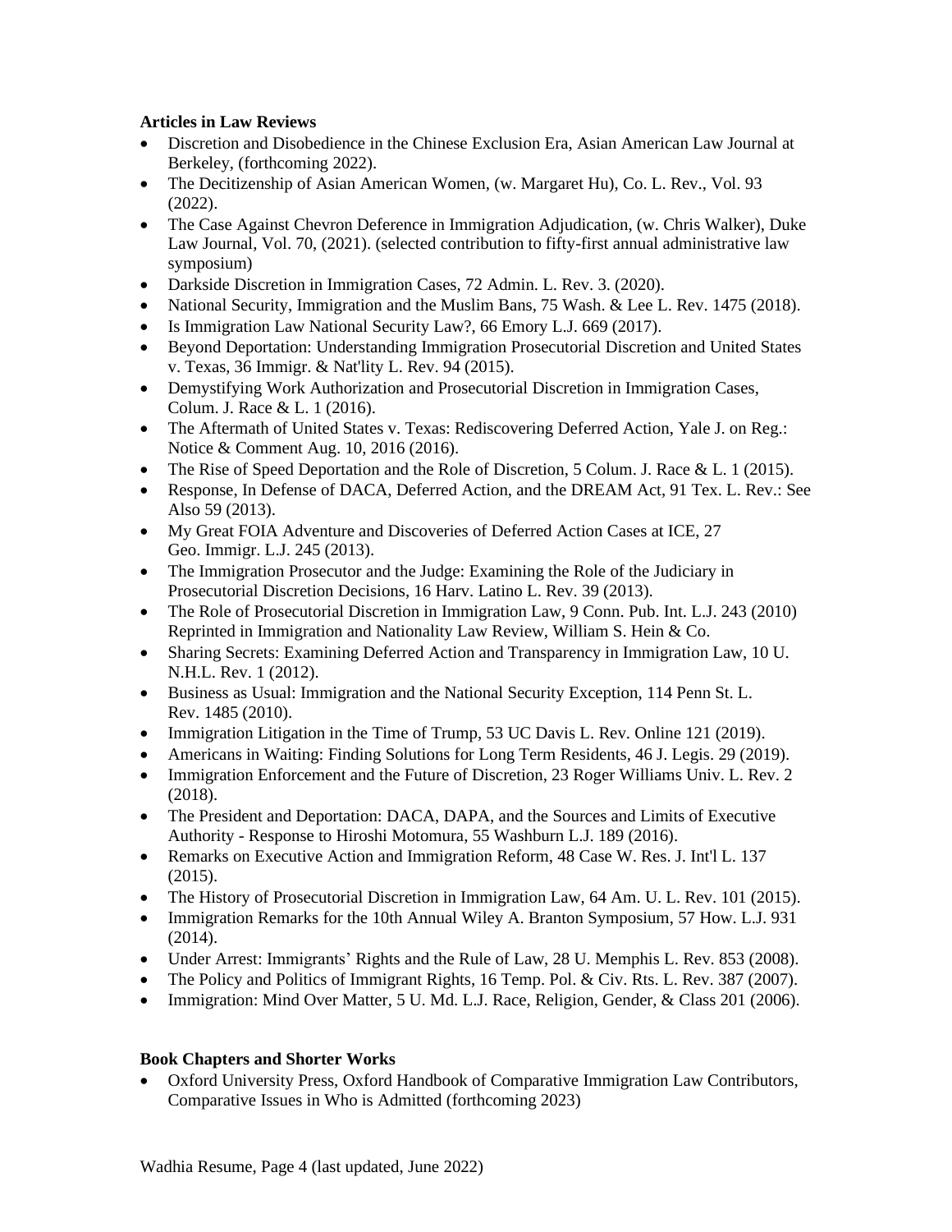**Articles in Law Reviews**

- Discretion and Disobedience in the Chinese Exclusion Era, Asian American Law Journal at Berkeley, (forthcoming 2022).
- The Decitizenship of Asian American Women, (w. Margaret Hu), Co. L. Rev., Vol. 93 (2022).
- The Case Against Chevron Deference in Immigration Adjudication, (w. Chris Walker), Duke Law Journal, Vol. 70, (2021). (selected contribution to fifty-first annual administrative law symposium)
- Darkside Discretion in Immigration Cases, 72 Admin. L. Rev. 3. (2020).
- National Security, Immigration and the Muslim Bans, 75 Wash. & Lee L. Rev. 1475 (2018).
- Is Immigration Law National Security Law?, 66 Emory L.J. 669 (2017).
- Beyond Deportation: Understanding Immigration Prosecutorial Discretion and United States v. Texas, 36 Immigr. & Nat'lity L. Rev. 94 (2015).
- Demystifying Work Authorization and Prosecutorial Discretion in Immigration Cases, Colum. J. Race & L. 1 (2016).
- The Aftermath of United States v. Texas: Rediscovering Deferred Action, Yale J. on Reg.: Notice & Comment Aug. 10, 2016 (2016).
- The Rise of Speed Deportation and the Role of Discretion, 5 Colum. J. Race & L. 1 (2015).
- Response, In Defense of DACA, Deferred Action, and the DREAM Act, 91 Tex. L. Rev.: See Also 59 (2013).
- My Great FOIA Adventure and Discoveries of Deferred Action Cases at ICE, 27 Geo. Immigr. L.J. 245 (2013).
- The Immigration Prosecutor and the Judge: Examining the Role of the Judiciary in Prosecutorial Discretion Decisions, 16 Harv. Latino L. Rev. 39 (2013).
- The Role of Prosecutorial Discretion in Immigration Law, 9 Conn. Pub. Int. L.J. 243 (2010) Reprinted in Immigration and Nationality Law Review, William S. Hein & Co.
- Sharing Secrets: Examining Deferred Action and Transparency in Immigration Law, 10 U. N.H.L. Rev. 1 (2012).
- Business as Usual: Immigration and the National Security Exception, 114 Penn St. L. Rev. 1485 (2010).
- Immigration Litigation in the Time of Trump, 53 UC Davis L. Rev. Online 121 (2019).
- Americans in Waiting: Finding Solutions for Long Term Residents, 46 J. Legis. 29 (2019).
- Immigration Enforcement and the Future of Discretion, 23 Roger Williams Univ. L. Rev. 2 (2018).
- The President and Deportation: DACA, DAPA, and the Sources and Limits of Executive Authority - Response to Hiroshi Motomura, 55 Washburn L.J. 189 (2016).
- Remarks on Executive Action and Immigration Reform, 48 Case W. Res. J. Int'l L. 137 (2015).
- The History of Prosecutorial Discretion in Immigration Law, 64 Am. U. L. Rev. 101 (2015).
- Immigration Remarks for the 10th Annual Wiley A. Branton Symposium, 57 How. L.J. 931 (2014).
- Under Arrest: Immigrants' Rights and the Rule of Law, 28 U. Memphis L. Rev. 853 (2008).
- The Policy and Politics of Immigrant Rights, 16 Temp. Pol. & Civ. Rts. L. Rev. 387 (2007).
- Immigration: Mind Over Matter, 5 U. Md. L.J. Race, Religion, Gender, & Class 201 (2006).

**Book Chapters and Shorter Works**

- Oxford University Press, Oxford Handbook of Comparative Immigration Law Contributors, Comparative Issues in Who is Admitted (forthcoming 2023)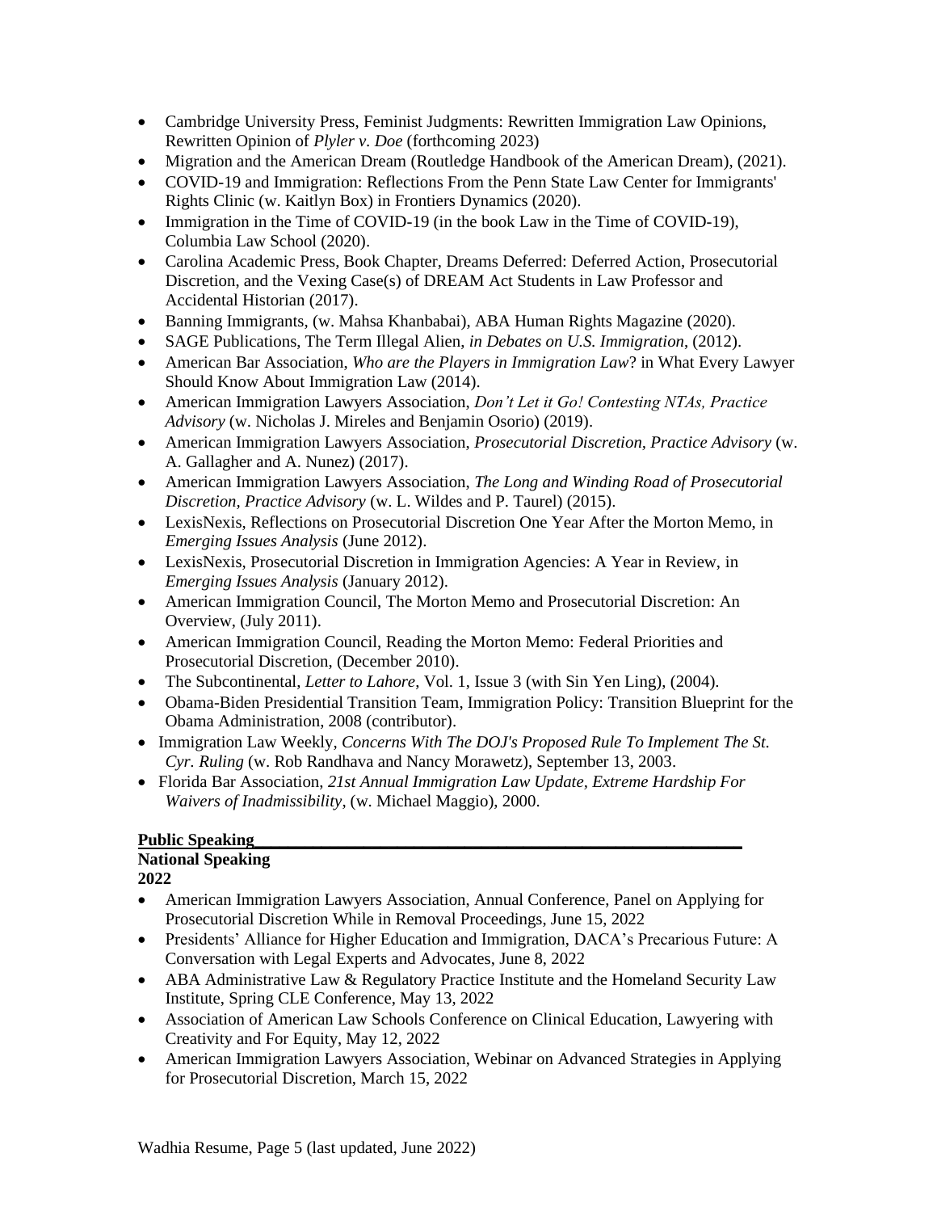- Cambridge University Press, Feminist Judgments: Rewritten Immigration Law Opinions, Rewritten Opinion of *Plyler v. Doe* (forthcoming 2023)
- Migration and the American Dream (Routledge Handbook of the American Dream), (2021).
- COVID-19 and Immigration: Reflections From the Penn State Law Center for Immigrants' Rights Clinic (w. Kaitlyn Box) in Frontiers Dynamics (2020).
- Immigration in the Time of COVID-19 (in the book Law in the Time of COVID-19), Columbia Law School (2020).
- Carolina Academic Press, Book Chapter, Dreams Deferred: Deferred Action, Prosecutorial Discretion, and the Vexing Case(s) of DREAM Act Students in Law Professor and Accidental Historian (2017).
- Banning Immigrants, (w. Mahsa Khanbabai), ABA Human Rights Magazine (2020).
- SAGE Publications, The Term Illegal Alien, *in Debates on U.S. Immigration*, (2012).
- American Bar Association, *Who are the Players in Immigration Law*? in What Every Lawyer Should Know About Immigration Law (2014).
- American Immigration Lawyers Association, *Don't Let it Go! Contesting NTAs, Practice Advisory* (w. Nicholas J. Mireles and Benjamin Osorio) (2019).
- American Immigration Lawyers Association, *Prosecutorial Discretion, Practice Advisory* (w. A. Gallagher and A. Nunez) (2017).
- American Immigration Lawyers Association, *The Long and Winding Road of Prosecutorial Discretion, Practice Advisory* (w. L. Wildes and P. Taurel) (2015).
- LexisNexis, Reflections on Prosecutorial Discretion One Year After the Morton Memo, in *Emerging Issues Analysis* (June 2012).
- LexisNexis, Prosecutorial Discretion in Immigration Agencies: A Year in Review, in *Emerging Issues Analysis* (January 2012).
- American Immigration Council, The Morton Memo and Prosecutorial Discretion: An Overview, (July 2011).
- American Immigration Council, Reading the Morton Memo: Federal Priorities and Prosecutorial Discretion, (December 2010).
- The Subcontinental, *Letter to Lahore*, Vol. 1, Issue 3 (with Sin Yen Ling), (2004).
- Obama-Biden Presidential Transition Team, Immigration Policy: Transition Blueprint for the Obama Administration, 2008 (contributor).
- Immigration Law Weekly, *Concerns With The DOJ's Proposed Rule To Implement The St. Cyr. Ruling* (w. Rob Randhava and Nancy Morawetz), September 13, 2003.
- Florida Bar Association, *21st Annual Immigration Law Update, Extreme Hardship For Waivers of Inadmissibility*, (w. Michael Maggio), 2000.

## Public Speaking

### National Speaking

**2022**

- American Immigration Lawyers Association, Annual Conference, Panel on Applying for Prosecutorial Discretion While in Removal Proceedings, June 15, 2022
- Presidents' Alliance for Higher Education and Immigration, DACA's Precarious Future: A Conversation with Legal Experts and Advocates, June 8, 2022
- ABA Administrative Law & Regulatory Practice Institute and the Homeland Security Law Institute, Spring CLE Conference, May 13, 2022
- Association of American Law Schools Conference on Clinical Education, Lawyering with Creativity and For Equity, May 12, 2022
- American Immigration Lawyers Association, Webinar on Advanced Strategies in Applying for Prosecutorial Discretion, March 15, 2022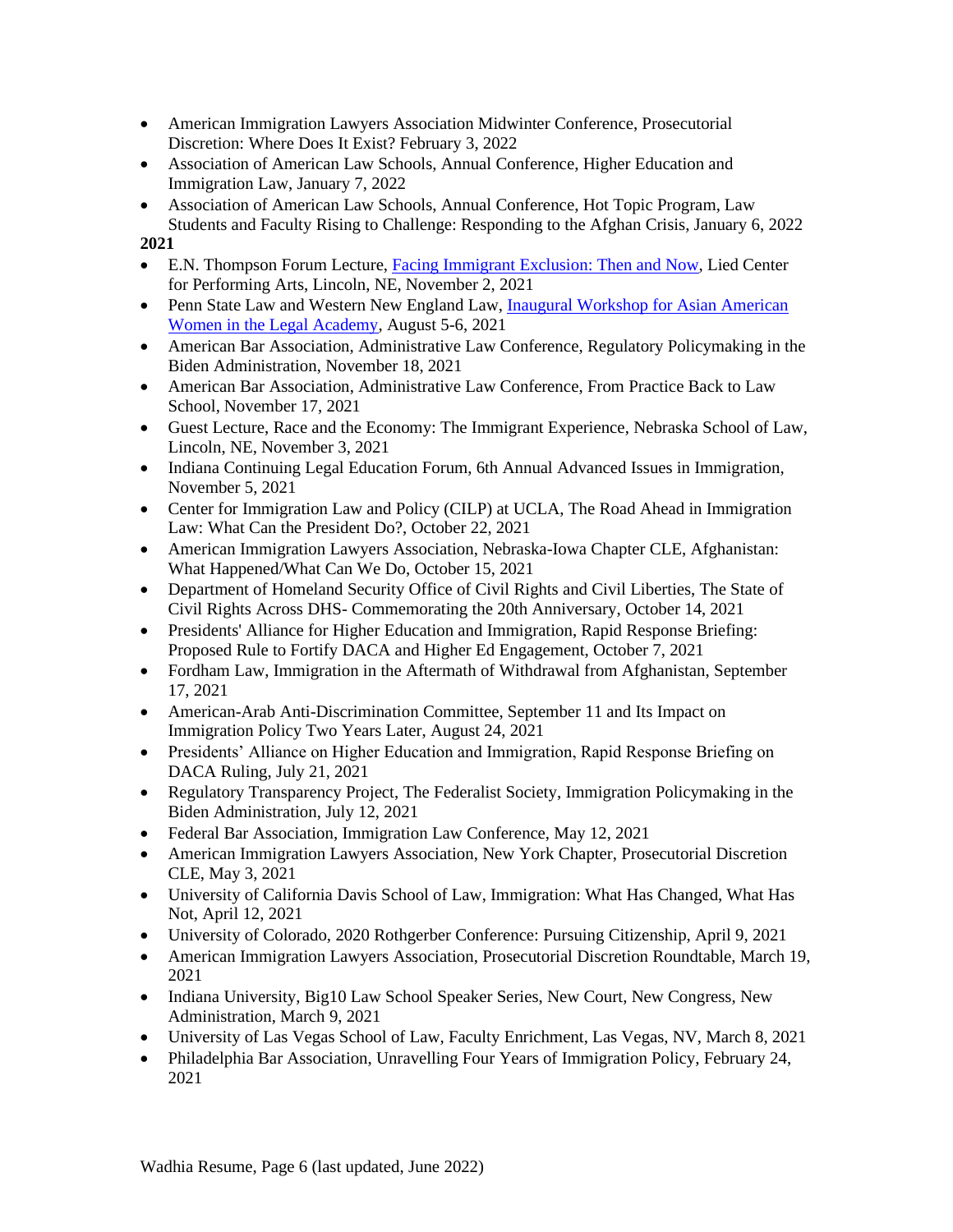- American Immigration Lawyers Association Midwinter Conference, Prosecutorial Discretion: Where Does It Exist? February 3, 2022
- Association of American Law Schools, Annual Conference, Higher Education and Immigration Law, January 7, 2022
- Association of American Law Schools, Annual Conference, Hot Topic Program, Law Students and Faculty Rising to Challenge: Responding to the Afghan Crisis, January 6, 2022

**2021**

- E.N. Thompson Forum Lecture, Facing Immigrant Exclusion: Then and Now, Lied Center for Performing Arts, Lincoln, NE, November 2, 2021
- Penn State Law and Western New England Law, Inaugural Workshop for Asian American Women in the Legal Academy, August 5-6, 2021
- American Bar Association, Administrative Law Conference, Regulatory Policymaking in the Biden Administration, November 18, 2021
- American Bar Association, Administrative Law Conference, From Practice Back to Law School, November 17, 2021
- Guest Lecture, Race and the Economy: The Immigrant Experience, Nebraska School of Law, Lincoln, NE, November 3, 2021
- Indiana Continuing Legal Education Forum, 6th Annual Advanced Issues in Immigration, November 5, 2021
- Center for Immigration Law and Policy (CILP) at UCLA, The Road Ahead in Immigration Law: What Can the President Do?, October 22, 2021
- American Immigration Lawyers Association, Nebraska-Iowa Chapter CLE, Afghanistan: What Happened/What Can We Do, October 15, 2021
- Department of Homeland Security Office of Civil Rights and Civil Liberties, The State of Civil Rights Across DHS- Commemorating the 20th Anniversary, October 14, 2021
- Presidents' Alliance for Higher Education and Immigration, Rapid Response Briefing: Proposed Rule to Fortify DACA and Higher Ed Engagement, October 7, 2021
- Fordham Law, Immigration in the Aftermath of Withdrawal from Afghanistan, September 17, 2021
- American-Arab Anti-Discrimination Committee, September 11 and Its Impact on Immigration Policy Two Years Later, August 24, 2021
- Presidents' Alliance on Higher Education and Immigration, Rapid Response Briefing on DACA Ruling, July 21, 2021
- Regulatory Transparency Project, The Federalist Society, Immigration Policymaking in the Biden Administration, July 12, 2021
- Federal Bar Association, Immigration Law Conference, May 12, 2021
- American Immigration Lawyers Association, New York Chapter, Prosecutorial Discretion CLE, May 3, 2021
- University of California Davis School of Law, Immigration: What Has Changed, What Has Not, April 12, 2021
- University of Colorado, 2020 Rothgerber Conference: Pursuing Citizenship, April 9, 2021
- American Immigration Lawyers Association, Prosecutorial Discretion Roundtable, March 19, 2021
- Indiana University, Big10 Law School Speaker Series, New Court, New Congress, New Administration, March 9, 2021
- University of Las Vegas School of Law, Faculty Enrichment, Las Vegas, NV, March 8, 2021
- Philadelphia Bar Association, Unravelling Four Years of Immigration Policy, February 24, 2021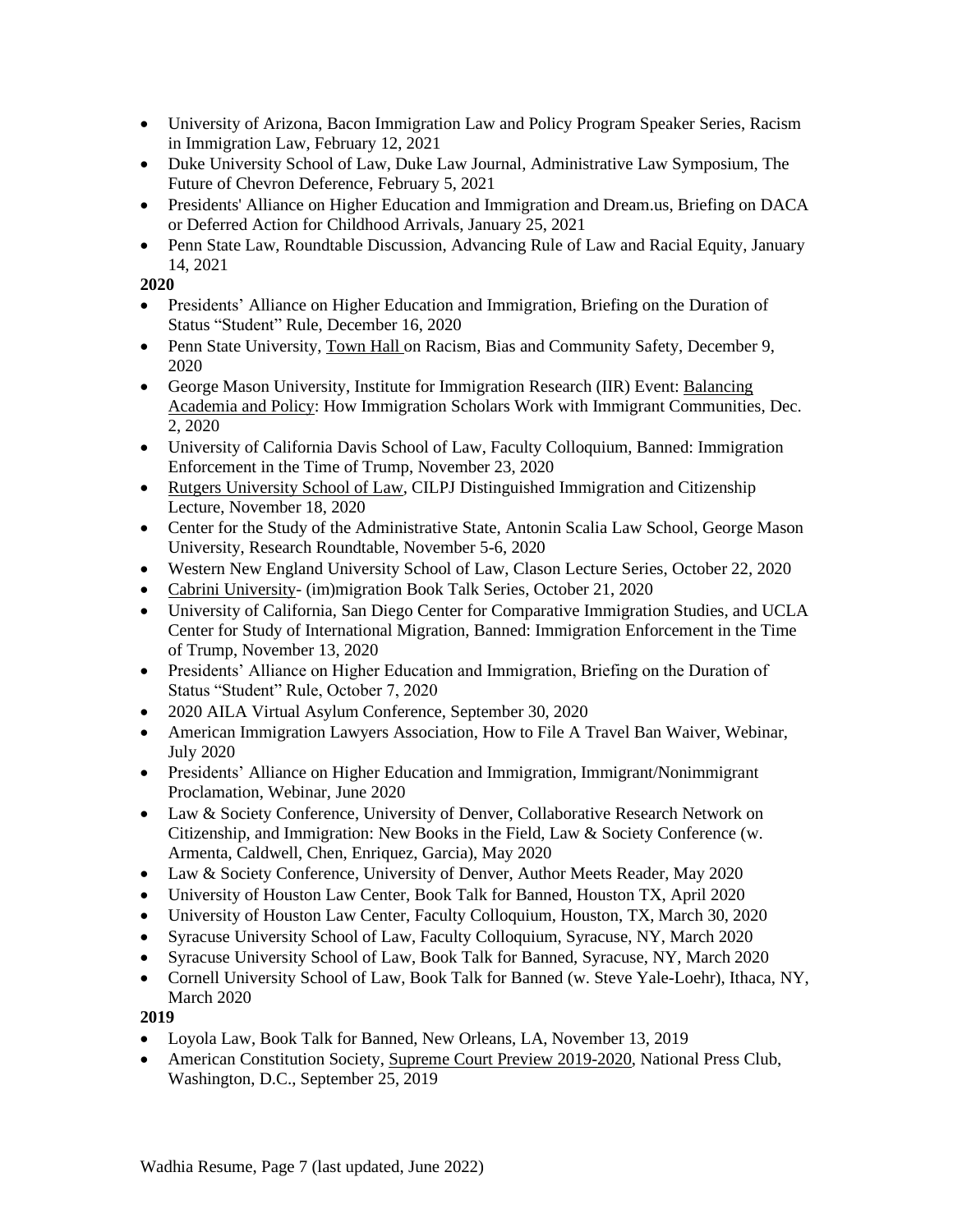- University of Arizona, Bacon Immigration Law and Policy Program Speaker Series, Racism in Immigration Law, February 12, 2021
- Duke University School of Law, Duke Law Journal, Administrative Law Symposium, The Future of Chevron Deference, February 5, 2021
- Presidents' Alliance on Higher Education and Immigration and Dream.us, Briefing on DACA or Deferred Action for Childhood Arrivals, January 25, 2021
- Penn State Law, Roundtable Discussion, Advancing Rule of Law and Racial Equity, January 14, 2021

**2020**

- Presidents' Alliance on Higher Education and Immigration, Briefing on the Duration of Status "Student" Rule, December 16, 2020
- Penn State University, Town Hall on Racism, Bias and Community Safety, December 9, 2020
- George Mason University, Institute for Immigration Research (IIR) Event: Balancing Academia and Policy: How Immigration Scholars Work with Immigrant Communities, Dec. 2, 2020
- University of California Davis School of Law, Faculty Colloquium, Banned: Immigration Enforcement in the Time of Trump, November 23, 2020
- Rutgers University School of Law, CILPJ Distinguished Immigration and Citizenship Lecture, November 18, 2020
- Center for the Study of the Administrative State, Antonin Scalia Law School, George Mason University, Research Roundtable, November 5-6, 2020
- Western New England University School of Law, Clason Lecture Series, October 22, 2020
- Cabrini University- (im)migration Book Talk Series, October 21, 2020
- University of California, San Diego Center for Comparative Immigration Studies, and UCLA Center for Study of International Migration, Banned: Immigration Enforcement in the Time of Trump, November 13, 2020
- Presidents' Alliance on Higher Education and Immigration, Briefing on the Duration of Status "Student" Rule, October 7, 2020
- 2020 AILA Virtual Asylum Conference, September 30, 2020
- American Immigration Lawyers Association, How to File A Travel Ban Waiver, Webinar, July 2020
- Presidents' Alliance on Higher Education and Immigration, Immigrant/Nonimmigrant Proclamation, Webinar, June 2020
- Law & Society Conference, University of Denver, Collaborative Research Network on Citizenship, and Immigration: New Books in the Field, Law & Society Conference (w. Armenta, Caldwell, Chen, Enriquez, Garcia), May 2020
- Law & Society Conference, University of Denver, Author Meets Reader, May 2020
- University of Houston Law Center, Book Talk for Banned, Houston TX, April 2020
- University of Houston Law Center, Faculty Colloquium, Houston, TX, March 30, 2020
- Syracuse University School of Law, Faculty Colloquium, Syracuse, NY, March 2020
- Syracuse University School of Law, Book Talk for Banned, Syracuse, NY, March 2020
- Cornell University School of Law, Book Talk for Banned (w. Steve Yale-Loehr), Ithaca, NY, March 2020

**2019**

- Loyola Law, Book Talk for Banned, New Orleans, LA, November 13, 2019
- American Constitution Society, Supreme Court Preview 2019-2020, National Press Club, Washington, D.C., September 25, 2019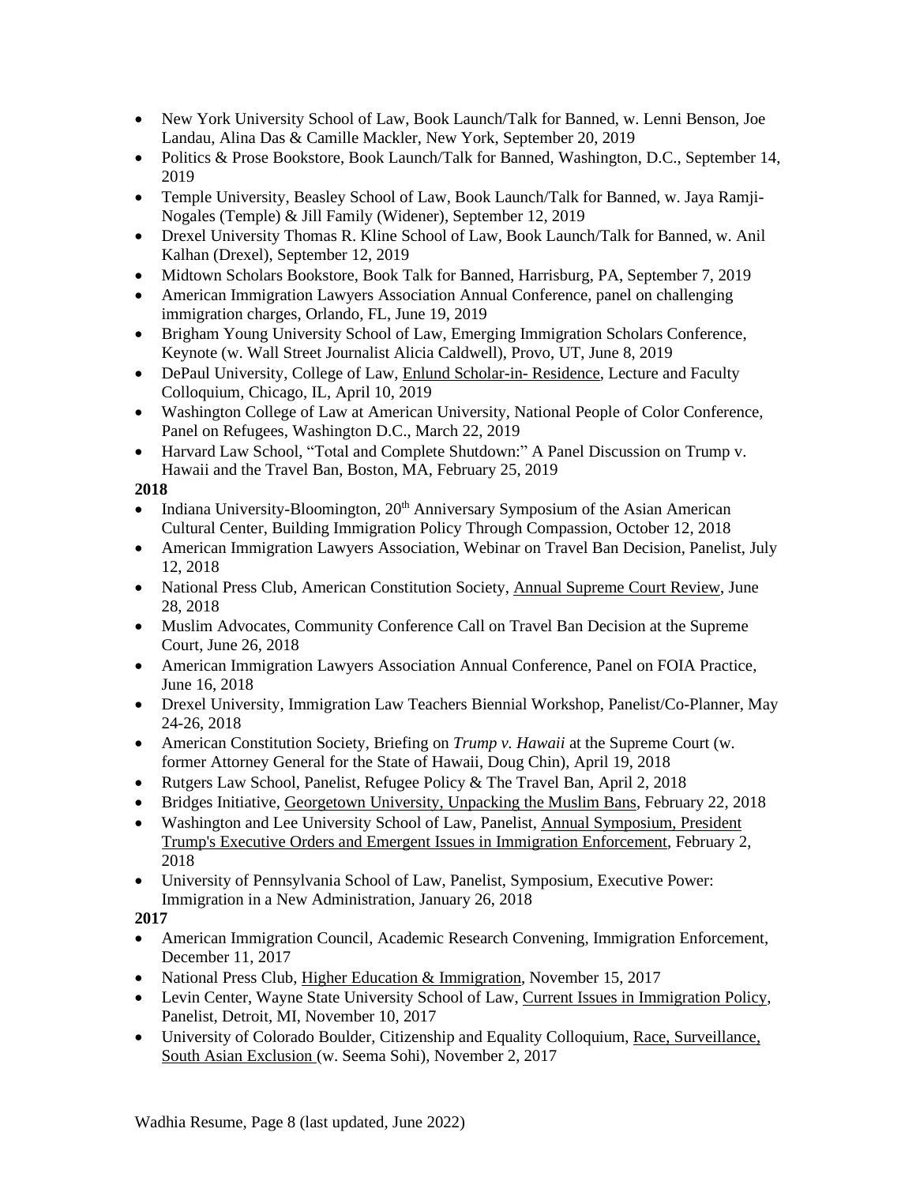- New York University School of Law, Book Launch/Talk for Banned, w. Lenni Benson, Joe Landau, Alina Das & Camille Mackler, New York, September 20, 2019
- Politics & Prose Bookstore, Book Launch/Talk for Banned, Washington, D.C., September 14, 2019
- Temple University, Beasley School of Law, Book Launch/Talk for Banned, w. Jaya Ramji-Nogales (Temple) & Jill Family (Widener), September 12, 2019
- Drexel University Thomas R. Kline School of Law, Book Launch/Talk for Banned, w. Anil Kalhan (Drexel), September 12, 2019
- Midtown Scholars Bookstore, Book Talk for Banned, Harrisburg, PA, September 7, 2019
- American Immigration Lawyers Association Annual Conference, panel on challenging immigration charges, Orlando, FL, June 19, 2019
- Brigham Young University School of Law, Emerging Immigration Scholars Conference, Keynote (w. Wall Street Journalist Alicia Caldwell), Provo, UT, June 8, 2019
- DePaul University, College of Law, Enlund Scholar-in- Residence, Lecture and Faculty Colloquium, Chicago, IL, April 10, 2019
- Washington College of Law at American University, National People of Color Conference, Panel on Refugees, Washington D.C., March 22, 2019
- Harvard Law School, "Total and Complete Shutdown:" A Panel Discussion on Trump v. Hawaii and the Travel Ban, Boston, MA, February 25, 2019

**2018**

- Indiana University-Bloomington, 20th Anniversary Symposium of the Asian American Cultural Center, Building Immigration Policy Through Compassion, October 12, 2018
- American Immigration Lawyers Association, Webinar on Travel Ban Decision, Panelist, July 12, 2018
- National Press Club, American Constitution Society, Annual Supreme Court Review, June 28, 2018
- Muslim Advocates, Community Conference Call on Travel Ban Decision at the Supreme Court, June 26, 2018
- American Immigration Lawyers Association Annual Conference, Panel on FOIA Practice, June 16, 2018
- Drexel University, Immigration Law Teachers Biennial Workshop, Panelist/Co-Planner, May 24-26, 2018
- American Constitution Society, Briefing on *Trump v. Hawaii* at the Supreme Court (w. former Attorney General for the State of Hawaii, Doug Chin), April 19, 2018
- Rutgers Law School, Panelist, Refugee Policy & The Travel Ban, April 2, 2018
- Bridges Initiative, Georgetown University, Unpacking the Muslim Bans, February 22, 2018
- Washington and Lee University School of Law, Panelist, Annual Symposium, President Trump's Executive Orders and Emergent Issues in Immigration Enforcement, February 2, 2018
- University of Pennsylvania School of Law, Panelist, Symposium, Executive Power: Immigration in a New Administration, January 26, 2018

**2017**

- American Immigration Council, Academic Research Convening, Immigration Enforcement, December 11, 2017
- National Press Club, Higher Education & Immigration, November 15, 2017
- Levin Center, Wayne State University School of Law, Current Issues in Immigration Policy, Panelist, Detroit, MI, November 10, 2017
- University of Colorado Boulder, Citizenship and Equality Colloquium, Race, Surveillance, South Asian Exclusion (w. Seema Sohi), November 2, 2017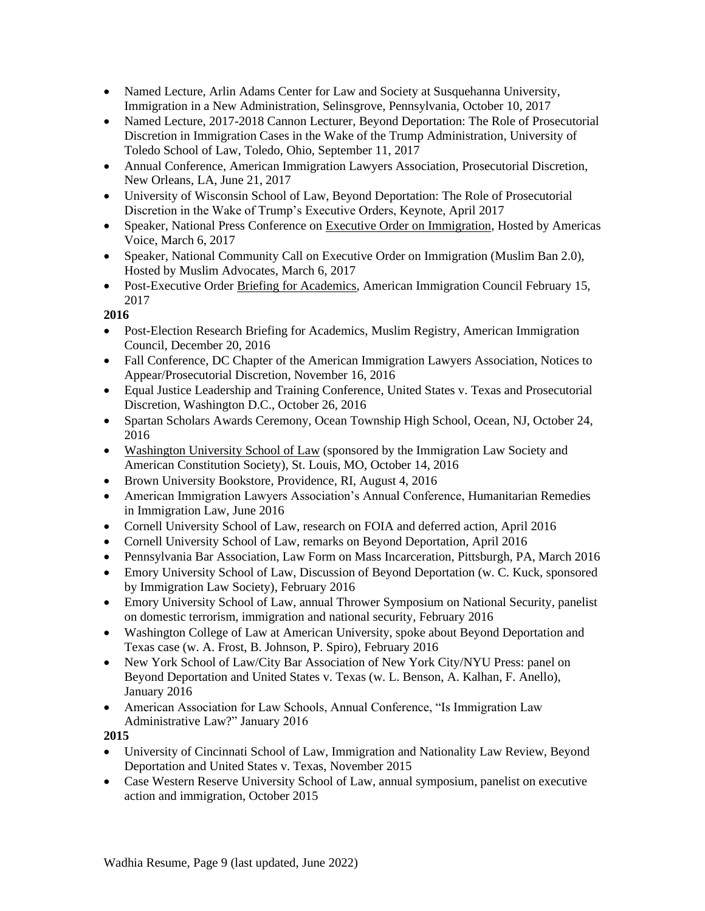- Named Lecture, Arlin Adams Center for Law and Society at Susquehanna University, Immigration in a New Administration, Selinsgrove, Pennsylvania, October 10, 2017
- Named Lecture, 2017-2018 Cannon Lecturer, Beyond Deportation: The Role of Prosecutorial Discretion in Immigration Cases in the Wake of the Trump Administration, University of Toledo School of Law, Toledo, Ohio, September 11, 2017
- Annual Conference, American Immigration Lawyers Association, Prosecutorial Discretion, New Orleans, LA, June 21, 2017
- University of Wisconsin School of Law, Beyond Deportation: The Role of Prosecutorial Discretion in the Wake of Trump's Executive Orders, Keynote, April 2017
- Speaker, National Press Conference on Executive Order on Immigration, Hosted by Americas Voice, March 6, 2017
- Speaker, National Community Call on Executive Order on Immigration (Muslim Ban 2.0), Hosted by Muslim Advocates, March 6, 2017
- Post-Executive Order Briefing for Academics, American Immigration Council February 15, 2017

**2016**

- Post-Election Research Briefing for Academics, Muslim Registry, American Immigration Council, December 20, 2016
- Fall Conference, DC Chapter of the American Immigration Lawyers Association, Notices to Appear/Prosecutorial Discretion, November 16, 2016
- Equal Justice Leadership and Training Conference, United States v. Texas and Prosecutorial Discretion, Washington D.C., October 26, 2016
- Spartan Scholars Awards Ceremony, Ocean Township High School, Ocean, NJ, October 24, 2016
- Washington University School of Law (sponsored by the Immigration Law Society and American Constitution Society), St. Louis, MO, October 14, 2016
- Brown University Bookstore, Providence, RI, August 4, 2016
- American Immigration Lawyers Association's Annual Conference, Humanitarian Remedies in Immigration Law, June 2016
- Cornell University School of Law, research on FOIA and deferred action, April 2016
- Cornell University School of Law, remarks on Beyond Deportation, April 2016
- Pennsylvania Bar Association, Law Form on Mass Incarceration, Pittsburgh, PA, March 2016
- Emory University School of Law, Discussion of Beyond Deportation (w. C. Kuck, sponsored by Immigration Law Society), February 2016
- Emory University School of Law, annual Thrower Symposium on National Security, panelist on domestic terrorism, immigration and national security, February 2016
- Washington College of Law at American University, spoke about Beyond Deportation and Texas case (w. A. Frost, B. Johnson, P. Spiro), February 2016
- New York School of Law/City Bar Association of New York City/NYU Press: panel on Beyond Deportation and United States v. Texas (w. L. Benson, A. Kalhan, F. Anello), January 2016
- American Association for Law Schools, Annual Conference, "Is Immigration Law Administrative Law?" January 2016

**2015**

- University of Cincinnati School of Law, Immigration and Nationality Law Review, Beyond Deportation and United States v. Texas, November 2015
- Case Western Reserve University School of Law, annual symposium, panelist on executive action and immigration, October 2015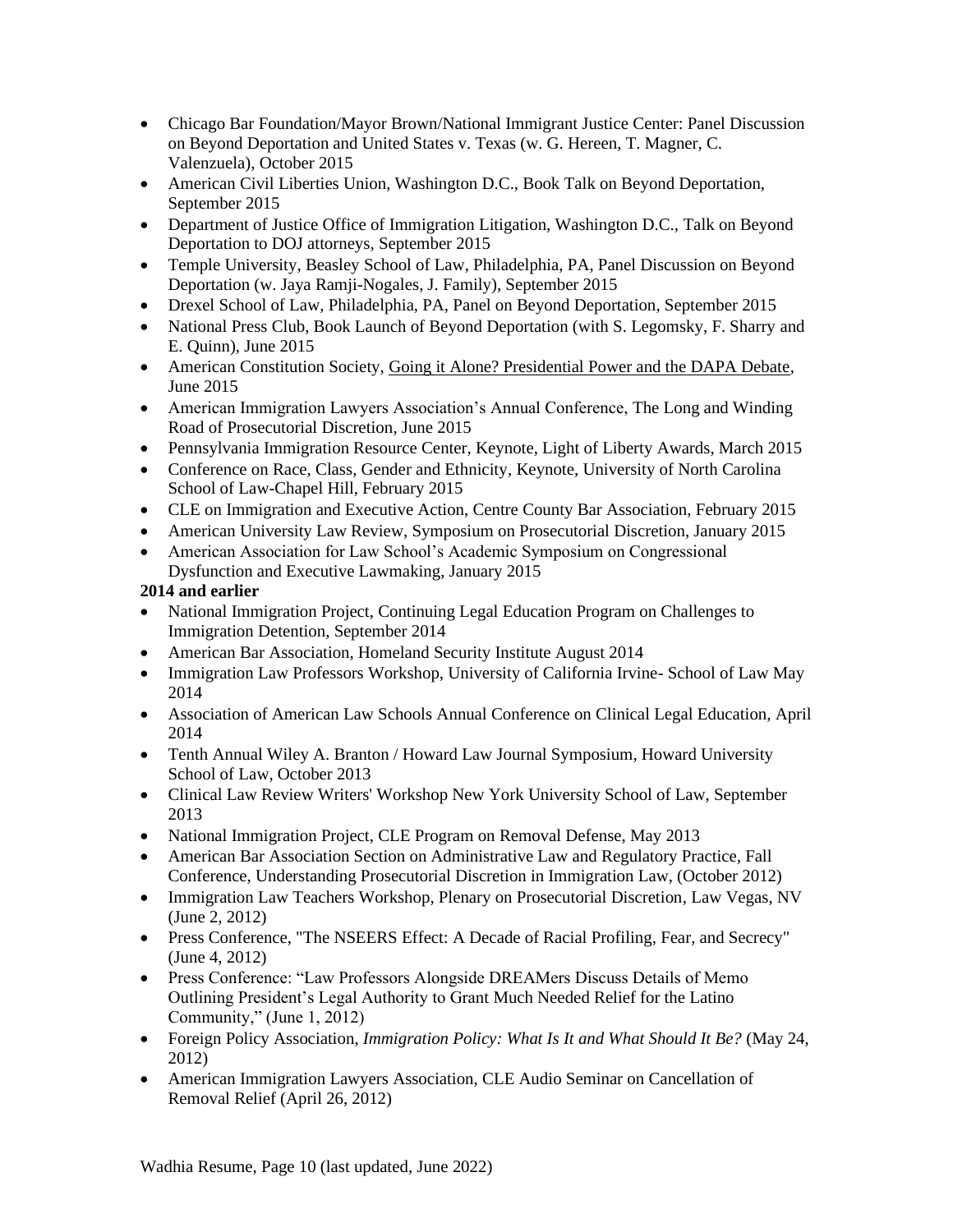- Chicago Bar Foundation/Mayor Brown/National Immigrant Justice Center: Panel Discussion on Beyond Deportation and United States v. Texas (w. G. Hereen, T. Magner, C. Valenzuela), October 2015
- American Civil Liberties Union, Washington D.C., Book Talk on Beyond Deportation, September 2015
- Department of Justice Office of Immigration Litigation, Washington D.C., Talk on Beyond Deportation to DOJ attorneys, September 2015
- Temple University, Beasley School of Law, Philadelphia, PA, Panel Discussion on Beyond Deportation (w. Jaya Ramji-Nogales, J. Family), September 2015
- Drexel School of Law, Philadelphia, PA, Panel on Beyond Deportation, September 2015
- National Press Club, Book Launch of Beyond Deportation (with S. Legomsky, F. Sharry and E. Quinn), June 2015
- American Constitution Society, Going it Alone? Presidential Power and the DAPA Debate, June 2015
- American Immigration Lawyers Association's Annual Conference, The Long and Winding Road of Prosecutorial Discretion, June 2015
- Pennsylvania Immigration Resource Center, Keynote, Light of Liberty Awards, March 2015
- Conference on Race, Class, Gender and Ethnicity, Keynote, University of North Carolina School of Law-Chapel Hill, February 2015
- CLE on Immigration and Executive Action, Centre County Bar Association, February 2015
- American University Law Review, Symposium on Prosecutorial Discretion, January 2015
- American Association for Law School's Academic Symposium on Congressional Dysfunction and Executive Lawmaking, January 2015

**2014 and earlier**

- National Immigration Project, Continuing Legal Education Program on Challenges to Immigration Detention, September 2014
- American Bar Association, Homeland Security Institute August 2014
- Immigration Law Professors Workshop, University of California Irvine- School of Law May 2014
- Association of American Law Schools Annual Conference on Clinical Legal Education, April 2014
- Tenth Annual Wiley A. Branton / Howard Law Journal Symposium, Howard University School of Law, October 2013
- Clinical Law Review Writers' Workshop New York University School of Law, September 2013
- National Immigration Project, CLE Program on Removal Defense, May 2013
- American Bar Association Section on Administrative Law and Regulatory Practice, Fall Conference, Understanding Prosecutorial Discretion in Immigration Law, (October 2012)
- Immigration Law Teachers Workshop, Plenary on Prosecutorial Discretion, Law Vegas, NV (June 2, 2012)
- Press Conference, "The NSEERS Effect: A Decade of Racial Profiling, Fear, and Secrecy" (June 4, 2012)
- Press Conference: "Law Professors Alongside DREAMers Discuss Details of Memo Outlining President's Legal Authority to Grant Much Needed Relief for the Latino Community," (June 1, 2012)
- Foreign Policy Association, *Immigration Policy: What Is It and What Should It Be?* (May 24, 2012)
- American Immigration Lawyers Association, CLE Audio Seminar on Cancellation of Removal Relief (April 26, 2012)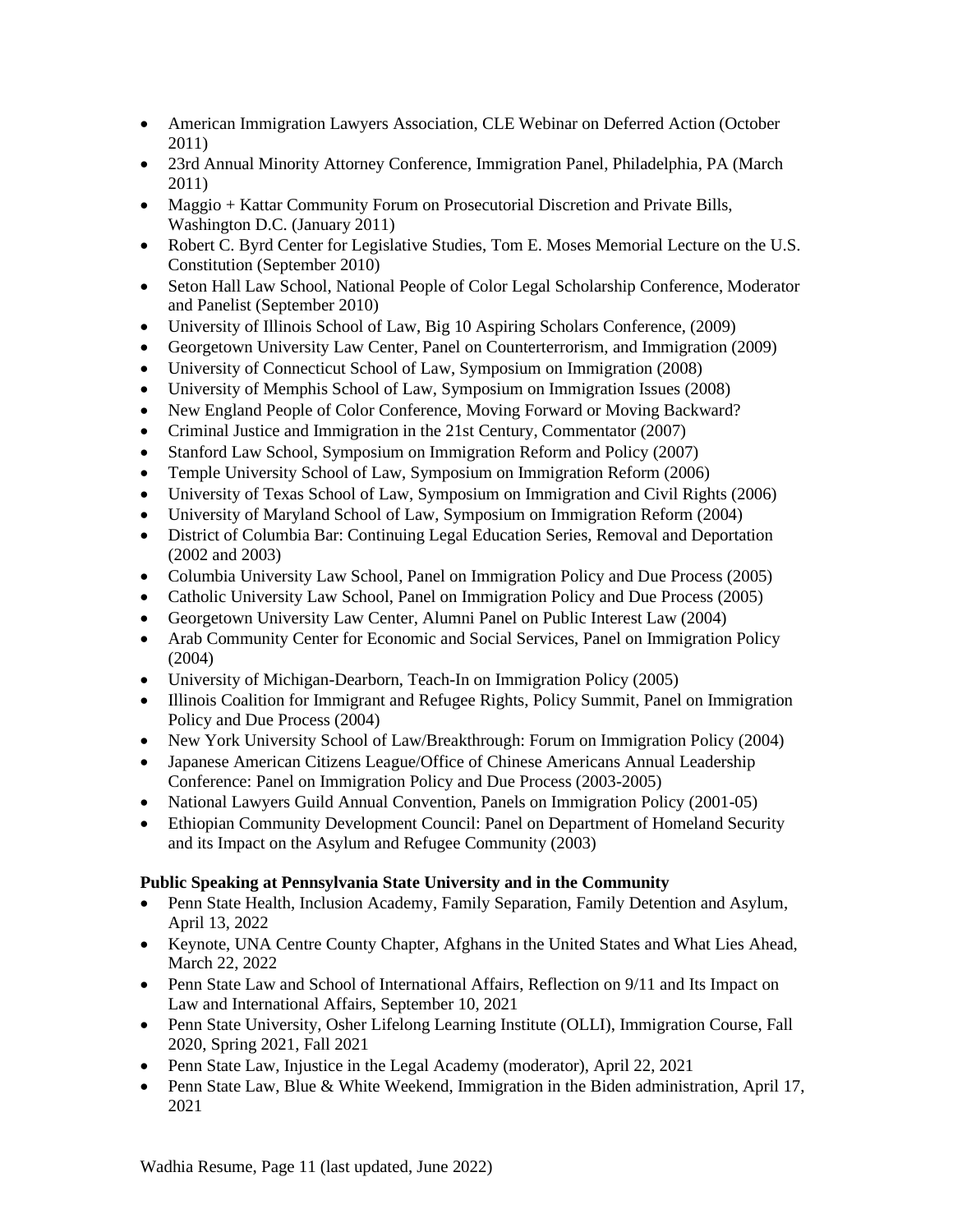- American Immigration Lawyers Association, CLE Webinar on Deferred Action (October 2011)
- 23rd Annual Minority Attorney Conference, Immigration Panel, Philadelphia, PA (March 2011)
- Maggio + Kattar Community Forum on Prosecutorial Discretion and Private Bills, Washington D.C. (January 2011)
- Robert C. Byrd Center for Legislative Studies, Tom E. Moses Memorial Lecture on the U.S. Constitution (September 2010)
- Seton Hall Law School, National People of Color Legal Scholarship Conference, Moderator and Panelist (September 2010)
- University of Illinois School of Law, Big 10 Aspiring Scholars Conference, (2009)
- Georgetown University Law Center, Panel on Counterterrorism, and Immigration (2009)
- University of Connecticut School of Law, Symposium on Immigration (2008)
- University of Memphis School of Law, Symposium on Immigration Issues (2008)
- New England People of Color Conference, Moving Forward or Moving Backward?
- Criminal Justice and Immigration in the 21st Century, Commentator (2007)
- Stanford Law School, Symposium on Immigration Reform and Policy (2007)
- Temple University School of Law, Symposium on Immigration Reform (2006)
- University of Texas School of Law, Symposium on Immigration and Civil Rights (2006)
- University of Maryland School of Law, Symposium on Immigration Reform (2004)
- District of Columbia Bar: Continuing Legal Education Series, Removal and Deportation (2002 and 2003)
- Columbia University Law School, Panel on Immigration Policy and Due Process (2005)
- Catholic University Law School, Panel on Immigration Policy and Due Process (2005)
- Georgetown University Law Center, Alumni Panel on Public Interest Law (2004)
- Arab Community Center for Economic and Social Services, Panel on Immigration Policy (2004)
- University of Michigan-Dearborn, Teach-In on Immigration Policy (2005)
- Illinois Coalition for Immigrant and Refugee Rights, Policy Summit, Panel on Immigration Policy and Due Process (2004)
- New York University School of Law/Breakthrough: Forum on Immigration Policy (2004)
- Japanese American Citizens League/Office of Chinese Americans Annual Leadership Conference: Panel on Immigration Policy and Due Process (2003-2005)
- National Lawyers Guild Annual Convention, Panels on Immigration Policy (2001-05)
- Ethiopian Community Development Council: Panel on Department of Homeland Security and its Impact on the Asylum and Refugee Community (2003)

**Public Speaking at Pennsylvania State University and in the Community**

- Penn State Health, Inclusion Academy, Family Separation, Family Detention and Asylum, April 13, 2022
- Keynote, UNA Centre County Chapter, Afghans in the United States and What Lies Ahead, March 22, 2022
- Penn State Law and School of International Affairs, Reflection on 9/11 and Its Impact on Law and International Affairs, September 10, 2021
- Penn State University, Osher Lifelong Learning Institute (OLLI), Immigration Course, Fall 2020, Spring 2021, Fall 2021
- Penn State Law, Injustice in the Legal Academy (moderator), April 22, 2021
- Penn State Law, Blue & White Weekend, Immigration in the Biden administration, April 17, 2021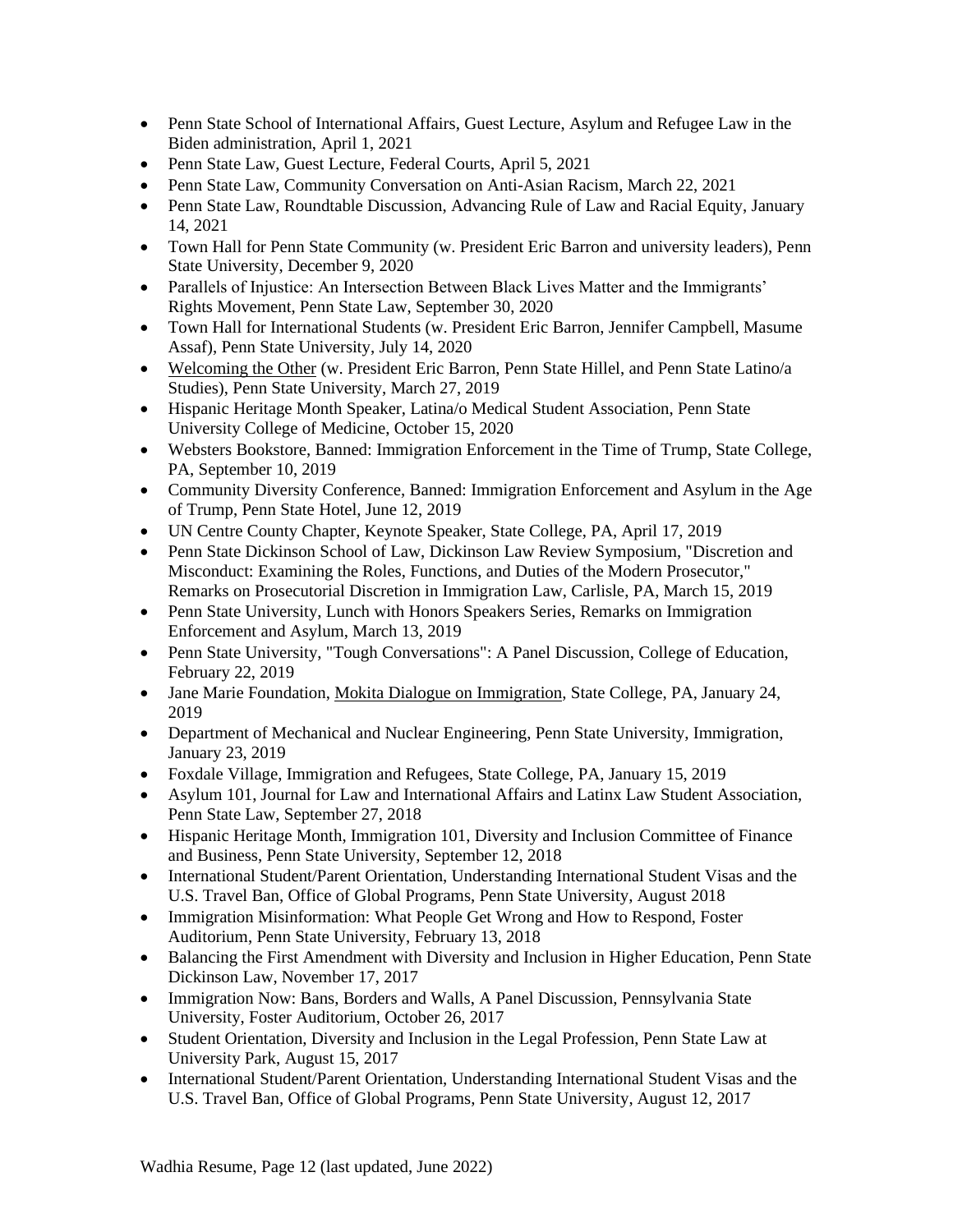- Penn State School of International Affairs, Guest Lecture, Asylum and Refugee Law in the Biden administration, April 1, 2021
- Penn State Law, Guest Lecture, Federal Courts, April 5, 2021
- Penn State Law, Community Conversation on Anti-Asian Racism, March 22, 2021
- Penn State Law, Roundtable Discussion, Advancing Rule of Law and Racial Equity, January 14, 2021
- Town Hall for Penn State Community (w. President Eric Barron and university leaders), Penn State University, December 9, 2020
- Parallels of Injustice: An Intersection Between Black Lives Matter and the Immigrants' Rights Movement, Penn State Law, September 30, 2020
- Town Hall for International Students (w. President Eric Barron, Jennifer Campbell, Masume Assaf), Penn State University, July 14, 2020
- Welcoming the Other (w. President Eric Barron, Penn State Hillel, and Penn State Latino/a Studies), Penn State University, March 27, 2019
- Hispanic Heritage Month Speaker, Latina/o Medical Student Association, Penn State University College of Medicine, October 15, 2020
- Websters Bookstore, Banned: Immigration Enforcement in the Time of Trump, State College, PA, September 10, 2019
- Community Diversity Conference, Banned: Immigration Enforcement and Asylum in the Age of Trump, Penn State Hotel, June 12, 2019
- UN Centre County Chapter, Keynote Speaker, State College, PA, April 17, 2019
- Penn State Dickinson School of Law, Dickinson Law Review Symposium, "Discretion and Misconduct: Examining the Roles, Functions, and Duties of the Modern Prosecutor," Remarks on Prosecutorial Discretion in Immigration Law, Carlisle, PA, March 15, 2019
- Penn State University, Lunch with Honors Speakers Series, Remarks on Immigration Enforcement and Asylum, March 13, 2019
- Penn State University, "Tough Conversations": A Panel Discussion, College of Education, February 22, 2019
- Jane Marie Foundation, Mokita Dialogue on Immigration, State College, PA, January 24, 2019
- Department of Mechanical and Nuclear Engineering, Penn State University, Immigration, January 23, 2019
- Foxdale Village, Immigration and Refugees, State College, PA, January 15, 2019
- Asylum 101, Journal for Law and International Affairs and Latinx Law Student Association, Penn State Law, September 27, 2018
- Hispanic Heritage Month, Immigration 101, Diversity and Inclusion Committee of Finance and Business, Penn State University, September 12, 2018
- International Student/Parent Orientation, Understanding International Student Visas and the U.S. Travel Ban, Office of Global Programs, Penn State University, August 2018
- Immigration Misinformation: What People Get Wrong and How to Respond, Foster Auditorium, Penn State University, February 13, 2018
- Balancing the First Amendment with Diversity and Inclusion in Higher Education, Penn State Dickinson Law, November 17, 2017
- Immigration Now: Bans, Borders and Walls, A Panel Discussion, Pennsylvania State University, Foster Auditorium, October 26, 2017
- Student Orientation, Diversity and Inclusion in the Legal Profession, Penn State Law at University Park, August 15, 2017
- International Student/Parent Orientation, Understanding International Student Visas and the U.S. Travel Ban, Office of Global Programs, Penn State University, August 12, 2017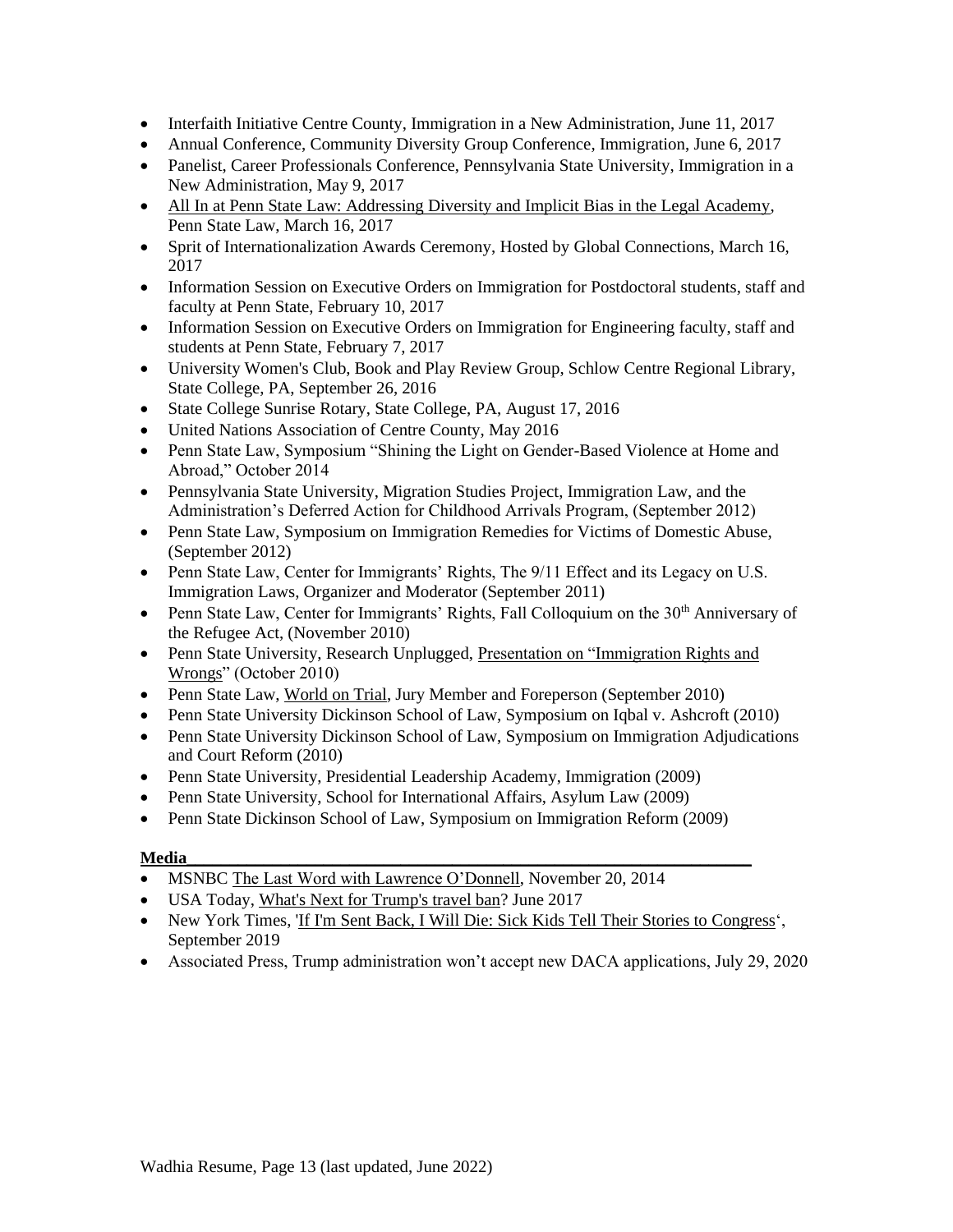- Interfaith Initiative Centre County, Immigration in a New Administration, June 11, 2017
- Annual Conference, Community Diversity Group Conference, Immigration, June 6, 2017
- Panelist, Career Professionals Conference, Pennsylvania State University, Immigration in a New Administration, May 9, 2017
- All In at Penn State Law: Addressing Diversity and Implicit Bias in the Legal Academy, Penn State Law, March 16, 2017
- Sprit of Internationalization Awards Ceremony, Hosted by Global Connections, March 16, 2017
- Information Session on Executive Orders on Immigration for Postdoctoral students, staff and faculty at Penn State, February 10, 2017
- Information Session on Executive Orders on Immigration for Engineering faculty, staff and students at Penn State, February 7, 2017
- University Women's Club, Book and Play Review Group, Schlow Centre Regional Library, State College, PA, September 26, 2016
- State College Sunrise Rotary, State College, PA, August 17, 2016
- United Nations Association of Centre County, May 2016
- Penn State Law, Symposium "Shining the Light on Gender-Based Violence at Home and Abroad," October 2014
- Pennsylvania State University, Migration Studies Project, Immigration Law, and the Administration's Deferred Action for Childhood Arrivals Program, (September 2012)
- Penn State Law, Symposium on Immigration Remedies for Victims of Domestic Abuse, (September 2012)
- Penn State Law, Center for Immigrants' Rights, The 9/11 Effect and its Legacy on U.S. Immigration Laws, Organizer and Moderator (September 2011)
- Penn State Law, Center for Immigrants' Rights, Fall Colloquium on the 30th Anniversary of the Refugee Act, (November 2010)
- Penn State University, Research Unplugged, Presentation on "Immigration Rights and Wrongs" (October 2010)
- Penn State Law, World on Trial, Jury Member and Foreperson (September 2010)
- Penn State University Dickinson School of Law, Symposium on Iqbal v. Ashcroft (2010)
- Penn State University Dickinson School of Law, Symposium on Immigration Adjudications and Court Reform (2010)
- Penn State University, Presidential Leadership Academy, Immigration (2009)
- Penn State University, School for International Affairs, Asylum Law (2009)
- Penn State Dickinson School of Law, Symposium on Immigration Reform (2009)

**Media**

- MSNBC The Last Word with Lawrence O'Donnell, November 20, 2014
- USA Today, What's Next for Trump's travel ban? June 2017
- New York Times, 'If I'm Sent Back, I Will Die: Sick Kids Tell Their Stories to Congress', September 2019
- Associated Press, Trump administration won't accept new DACA applications, July 29, 2020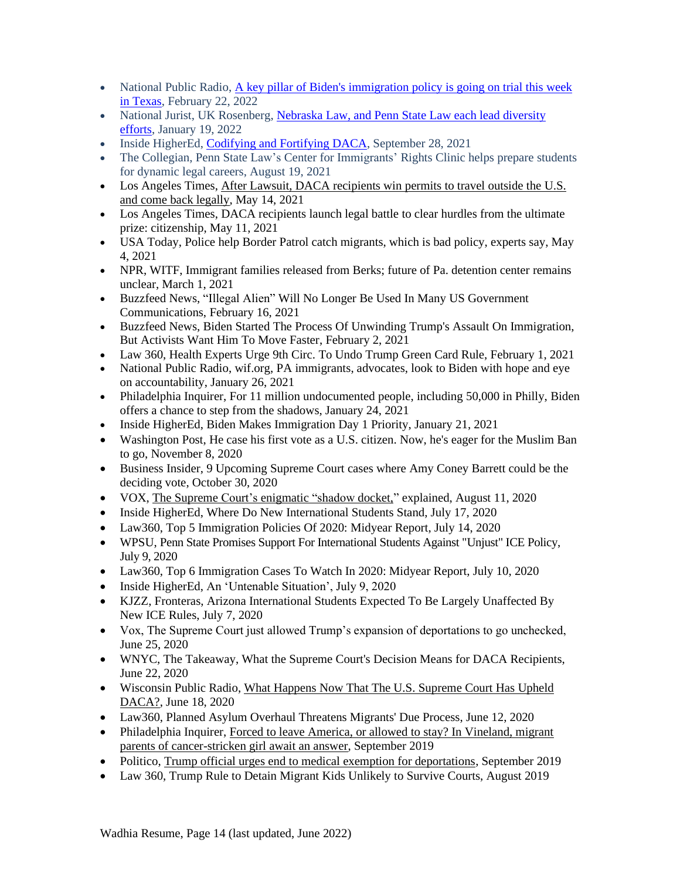- National Public Radio, A key pillar of Biden's immigration policy is going on trial this week in Texas, February 22, 2022
- National Jurist, UK Rosenberg, Nebraska Law, and Penn State Law each lead diversity efforts, January 19, 2022
- Inside HigherEd, Codifying and Fortifying DACA, September 28, 2021
- The Collegian, Penn State Law's Center for Immigrants' Rights Clinic helps prepare students for dynamic legal careers, August 19, 2021
- Los Angeles Times, After Lawsuit, DACA recipients win permits to travel outside the U.S. and come back legally, May 14, 2021
- Los Angeles Times, DACA recipients launch legal battle to clear hurdles from the ultimate prize: citizenship, May 11, 2021
- USA Today, Police help Border Patrol catch migrants, which is bad policy, experts say, May 4, 2021
- NPR, WITF, Immigrant families released from Berks; future of Pa. detention center remains unclear, March 1, 2021
- Buzzfeed News, "Illegal Alien" Will No Longer Be Used In Many US Government Communications, February 16, 2021
- Buzzfeed News, Biden Started The Process Of Unwinding Trump's Assault On Immigration, But Activists Want Him To Move Faster, February 2, 2021
- Law 360, Health Experts Urge 9th Circ. To Undo Trump Green Card Rule, February 1, 2021
- National Public Radio, wif.org, PA immigrants, advocates, look to Biden with hope and eye on accountability, January 26, 2021
- Philadelphia Inquirer, For 11 million undocumented people, including 50,000 in Philly, Biden offers a chance to step from the shadows, January 24, 2021
- Inside HigherEd, Biden Makes Immigration Day 1 Priority, January 21, 2021
- Washington Post, He case his first vote as a U.S. citizen. Now, he's eager for the Muslim Ban to go, November 8, 2020
- Business Insider, 9 Upcoming Supreme Court cases where Amy Coney Barrett could be the deciding vote, October 30, 2020
- VOX, The Supreme Court's enigmatic "shadow docket," explained, August 11, 2020
- Inside HigherEd, Where Do New International Students Stand, July 17, 2020
- Law360, Top 5 Immigration Policies Of 2020: Midyear Report, July 14, 2020
- WPSU, Penn State Promises Support For International Students Against "Unjust" ICE Policy, July 9, 2020
- Law360, Top 6 Immigration Cases To Watch In 2020: Midyear Report, July 10, 2020
- Inside HigherEd, An 'Untenable Situation', July 9, 2020
- KJZZ, Fronteras, Arizona International Students Expected To Be Largely Unaffected By New ICE Rules, July 7, 2020
- Vox, The Supreme Court just allowed Trump's expansion of deportations to go unchecked, June 25, 2020
- WNYC, The Takeaway, What the Supreme Court's Decision Means for DACA Recipients, June 22, 2020
- Wisconsin Public Radio, What Happens Now That The U.S. Supreme Court Has Upheld DACA?, June 18, 2020
- Law360, Planned Asylum Overhaul Threatens Migrants' Due Process, June 12, 2020
- Philadelphia Inquirer, Forced to leave America, or allowed to stay? In Vineland, migrant parents of cancer-stricken girl await an answer, September 2019
- Politico, Trump official urges end to medical exemption for deportations, September 2019
- Law 360, Trump Rule to Detain Migrant Kids Unlikely to Survive Courts, August 2019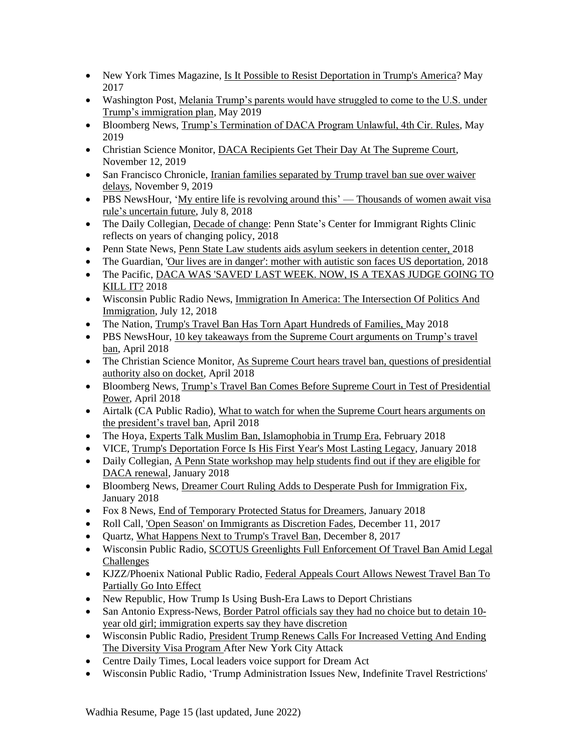- New York Times Magazine, Is It Possible to Resist Deportation in Trump's America? May 2017
- Washington Post, Melania Trump's parents would have struggled to come to the U.S. under Trump's immigration plan, May 2019
- Bloomberg News, Trump's Termination of DACA Program Unlawful, 4th Cir. Rules, May 2019
- Christian Science Monitor, DACA Recipients Get Their Day At The Supreme Court, November 12, 2019
- San Francisco Chronicle, Iranian families separated by Trump travel ban sue over waiver delays, November 9, 2019
- PBS NewsHour, 'My entire life is revolving around this' — Thousands of women await visa rule's uncertain future, July 8, 2018
- The Daily Collegian, Decade of change: Penn State's Center for Immigrant Rights Clinic reflects on years of changing policy, 2018
- Penn State News, Penn State Law students aids asylum seekers in detention center, 2018
- The Guardian, 'Our lives are in danger': mother with autistic son faces US deportation, 2018
- The Pacific, DACA WAS 'SAVED' LAST WEEK. NOW, IS A TEXAS JUDGE GOING TO KILL IT? 2018
- Wisconsin Public Radio News, Immigration In America: The Intersection Of Politics And Immigration, July 12, 2018
- The Nation, Trump's Travel Ban Has Torn Apart Hundreds of Families, May 2018
- PBS NewsHour, 10 key takeaways from the Supreme Court arguments on Trump's travel ban, April 2018
- The Christian Science Monitor, As Supreme Court hears travel ban, questions of presidential authority also on docket, April 2018
- Bloomberg News, Trump's Travel Ban Comes Before Supreme Court in Test of Presidential Power, April 2018
- Airtalk (CA Public Radio), What to watch for when the Supreme Court hears arguments on the president's travel ban, April 2018
- The Hoya, Experts Talk Muslim Ban, Islamophobia in Trump Era, February 2018
- VICE, Trump's Deportation Force Is His First Year's Most Lasting Legacy, January 2018
- Daily Collegian, A Penn State workshop may help students find out if they are eligible for DACA renewal, January 2018
- Bloomberg News, Dreamer Court Ruling Adds to Desperate Push for Immigration Fix, January 2018
- Fox 8 News, End of Temporary Protected Status for Dreamers, January 2018
- Roll Call, 'Open Season' on Immigrants as Discretion Fades, December 11, 2017
- Quartz, What Happens Next to Trump's Travel Ban, December 8, 2017
- Wisconsin Public Radio, SCOTUS Greenlights Full Enforcement Of Travel Ban Amid Legal Challenges
- KJZZ/Phoenix National Public Radio, Federal Appeals Court Allows Newest Travel Ban To Partially Go Into Effect
- New Republic, How Trump Is Using Bush-Era Laws to Deport Christians
- San Antonio Express-News, Border Patrol officials say they had no choice but to detain 10-year old girl; immigration experts say they have discretion
- Wisconsin Public Radio, President Trump Renews Calls For Increased Vetting And Ending The Diversity Visa Program After New York City Attack
- Centre Daily Times, Local leaders voice support for Dream Act
- Wisconsin Public Radio, 'Trump Administration Issues New, Indefinite Travel Restrictions'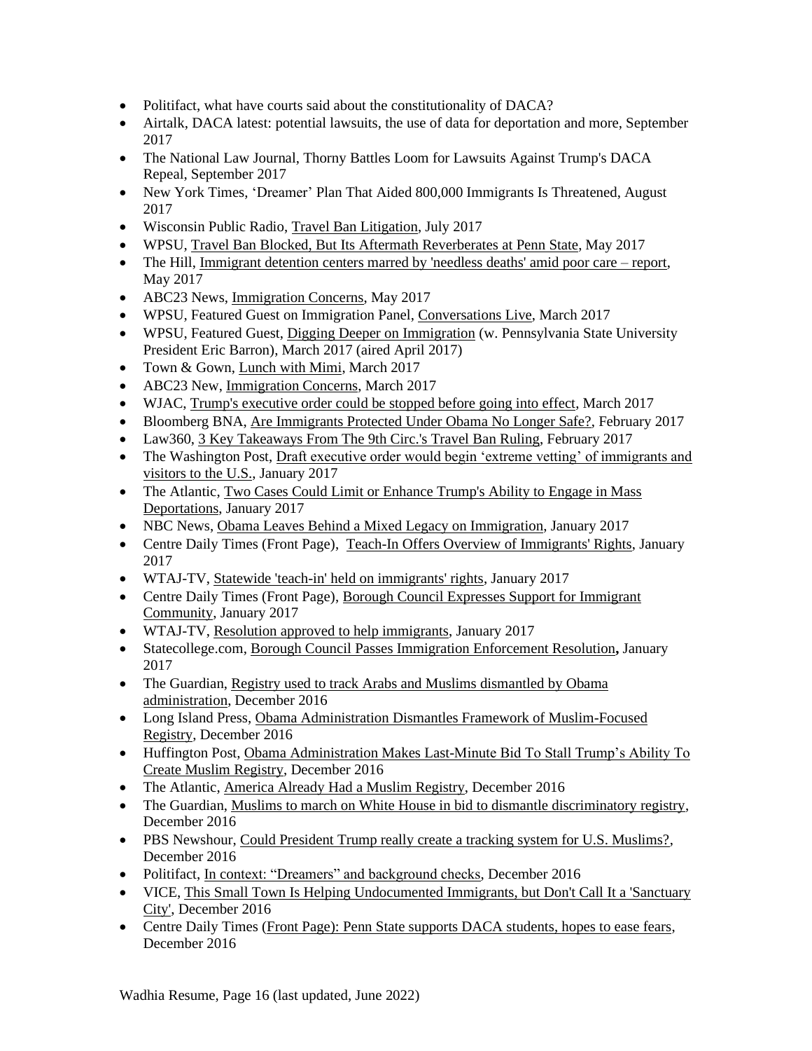- Politifact, what have courts said about the constitutionality of DACA?
- Airtalk, DACA latest: potential lawsuits, the use of data for deportation and more, September 2017
- The National Law Journal, Thorny Battles Loom for Lawsuits Against Trump's DACA Repeal, September 2017
- New York Times, 'Dreamer' Plan That Aided 800,000 Immigrants Is Threatened, August 2017
- Wisconsin Public Radio, Travel Ban Litigation, July 2017
- WPSU, Travel Ban Blocked, But Its Aftermath Reverberates at Penn State, May 2017
- The Hill, Immigrant detention centers marred by 'needless deaths' amid poor care – report, May 2017
- ABC23 News, Immigration Concerns, May 2017
- WPSU, Featured Guest on Immigration Panel, Conversations Live, March 2017
- WPSU, Featured Guest, Digging Deeper on Immigration (w. Pennsylvania State University President Eric Barron), March 2017 (aired April 2017)
- Town & Gown, Lunch with Mimi, March 2017
- ABC23 New, Immigration Concerns, March 2017
- WJAC, Trump's executive order could be stopped before going into effect, March 2017
- Bloomberg BNA, Are Immigrants Protected Under Obama No Longer Safe?, February 2017
- Law360, 3 Key Takeaways From The 9th Circ.'s Travel Ban Ruling, February 2017
- The Washington Post, Draft executive order would begin 'extreme vetting' of immigrants and visitors to the U.S., January 2017
- The Atlantic, Two Cases Could Limit or Enhance Trump's Ability to Engage in Mass Deportations, January 2017
- NBC News, Obama Leaves Behind a Mixed Legacy on Immigration, January 2017
- Centre Daily Times (Front Page), Teach-In Offers Overview of Immigrants' Rights, January 2017
- WTAJ-TV, Statewide 'teach-in' held on immigrants' rights, January 2017
- Centre Daily Times (Front Page), Borough Council Expresses Support for Immigrant Community, January 2017
- WTAJ-TV, Resolution approved to help immigrants, January 2017
- Statecollege.com, Borough Council Passes Immigration Enforcement Resolution**,** January 2017
- The Guardian, Registry used to track Arabs and Muslims dismantled by Obama administration, December 2016
- Long Island Press, Obama Administration Dismantles Framework of Muslim-Focused Registry, December 2016
- Huffington Post, Obama Administration Makes Last-Minute Bid To Stall Trump's Ability To Create Muslim Registry, December 2016
- The Atlantic, America Already Had a Muslim Registry, December 2016
- The Guardian, Muslims to march on White House in bid to dismantle discriminatory registry, December 2016
- PBS Newshour, Could President Trump really create a tracking system for U.S. Muslims?, December 2016
- Politifact, In context: "Dreamers" and background checks, December 2016
- VICE, This Small Town Is Helping Undocumented Immigrants, but Don't Call It a 'Sanctuary City', December 2016
- Centre Daily Times (Front Page): Penn State supports DACA students, hopes to ease fears, December 2016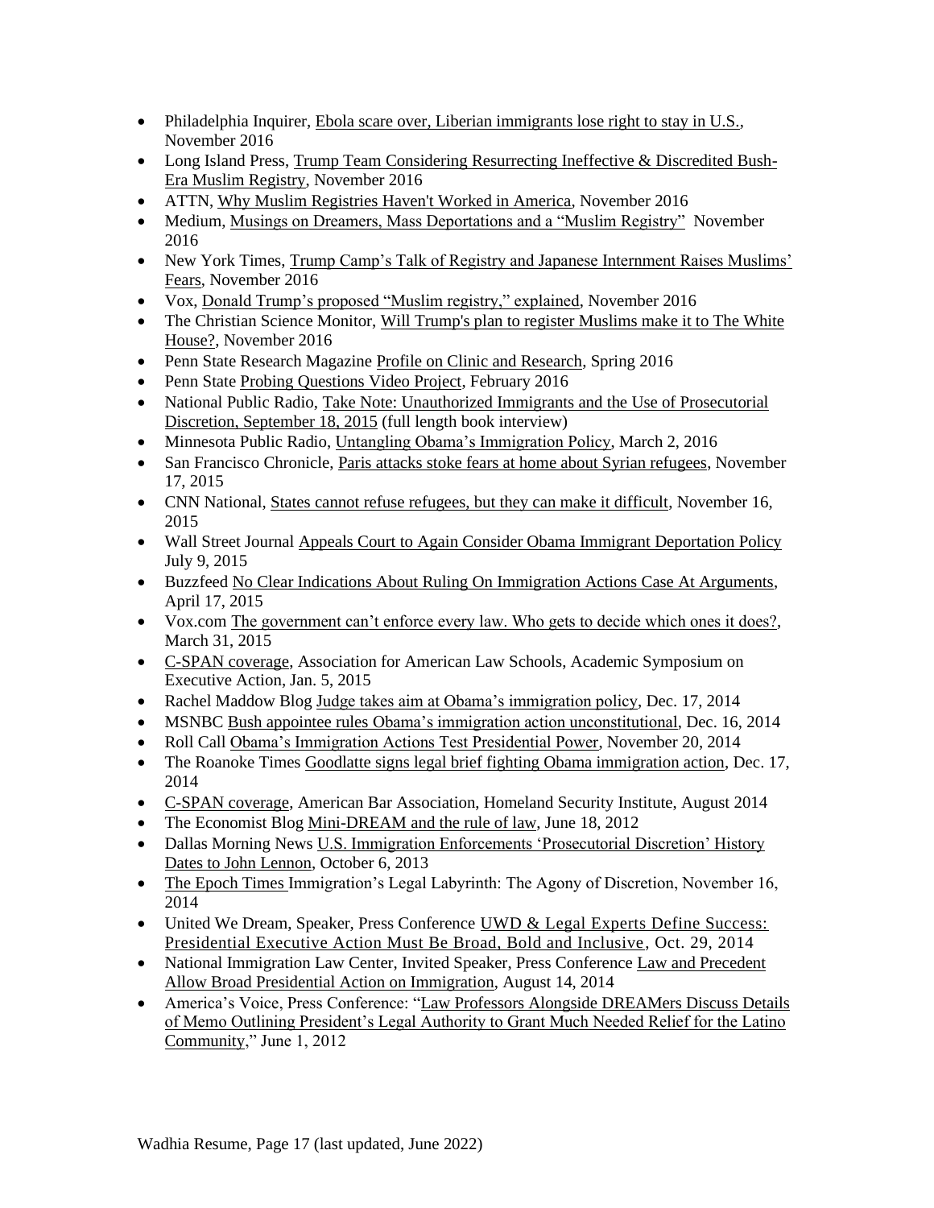- Philadelphia Inquirer, Ebola scare over, Liberian immigrants lose right to stay in U.S., November 2016
- Long Island Press, Trump Team Considering Resurrecting Ineffective & Discredited Bush-Era Muslim Registry, November 2016
- ATTN, Why Muslim Registries Haven't Worked in America, November 2016
- Medium, Musings on Dreamers, Mass Deportations and a "Muslim Registry" November 2016
- New York Times, Trump Camp's Talk of Registry and Japanese Internment Raises Muslims' Fears, November 2016
- Vox, Donald Trump's proposed "Muslim registry," explained, November 2016
- The Christian Science Monitor, Will Trump's plan to register Muslims make it to The White House?, November 2016
- Penn State Research Magazine Profile on Clinic and Research, Spring 2016
- Penn State Probing Questions Video Project, February 2016
- National Public Radio, Take Note: Unauthorized Immigrants and the Use of Prosecutorial Discretion, September 18, 2015 (full length book interview)
- Minnesota Public Radio, Untangling Obama's Immigration Policy, March 2, 2016
- San Francisco Chronicle, Paris attacks stoke fears at home about Syrian refugees, November 17, 2015
- CNN National, States cannot refuse refugees, but they can make it difficult, November 16, 2015
- Wall Street Journal Appeals Court to Again Consider Obama Immigrant Deportation Policy July 9, 2015
- Buzzfeed No Clear Indications About Ruling On Immigration Actions Case At Arguments, April 17, 2015
- Vox.com The government can't enforce every law. Who gets to decide which ones it does?, March 31, 2015
- C-SPAN coverage, Association for American Law Schools, Academic Symposium on Executive Action, Jan. 5, 2015
- Rachel Maddow Blog Judge takes aim at Obama's immigration policy, Dec. 17, 2014
- MSNBC Bush appointee rules Obama's immigration action unconstitutional, Dec. 16, 2014
- Roll Call Obama's Immigration Actions Test Presidential Power, November 20, 2014
- The Roanoke Times Goodlatte signs legal brief fighting Obama immigration action, Dec. 17, 2014
- C-SPAN coverage, American Bar Association, Homeland Security Institute, August 2014
- The Economist Blog Mini-DREAM and the rule of law, June 18, 2012
- Dallas Morning News U.S. Immigration Enforcements 'Prosecutorial Discretion' History Dates to John Lennon, October 6, 2013
- The Epoch Times Immigration's Legal Labyrinth: The Agony of Discretion, November 16, 2014
- United We Dream, Speaker, Press Conference UWD & Legal Experts Define Success: Presidential Executive Action Must Be Broad, Bold and Inclusive, Oct. 29, 2014
- National Immigration Law Center, Invited Speaker, Press Conference Law and Precedent Allow Broad Presidential Action on Immigration, August 14, 2014
- America's Voice, Press Conference: "Law Professors Alongside DREAMers Discuss Details of Memo Outlining President's Legal Authority to Grant Much Needed Relief for the Latino Community," June 1, 2012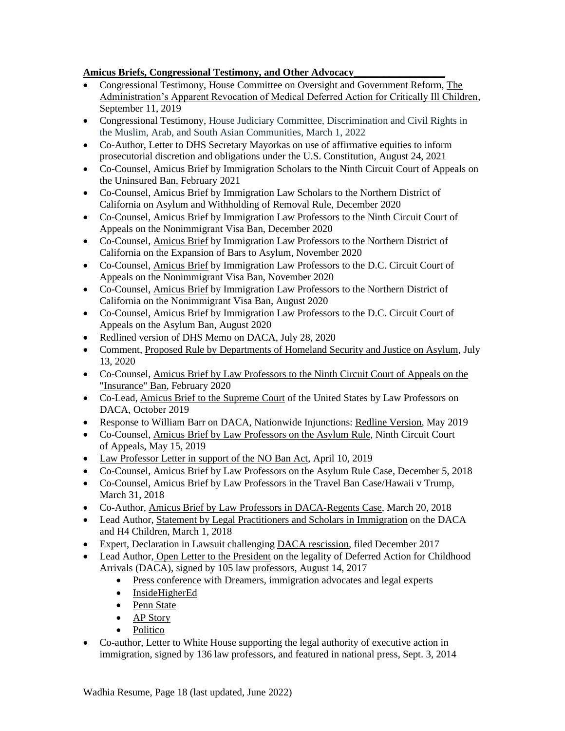**Amicus Briefs, Congressional Testimony, and Other Advocacy**

- Congressional Testimony, House Committee on Oversight and Government Reform, The Administration's Apparent Revocation of Medical Deferred Action for Critically Ill Children, September 11, 2019
- Congressional Testimony, House Judiciary Committee, Discrimination and Civil Rights in the Muslim, Arab, and South Asian Communities, March 1, 2022
- Co-Author, Letter to DHS Secretary Mayorkas on use of affirmative equities to inform prosecutorial discretion and obligations under the U.S. Constitution, August 24, 2021
- Co-Counsel, Amicus Brief by Immigration Scholars to the Ninth Circuit Court of Appeals on the Uninsured Ban, February 2021
- Co-Counsel, Amicus Brief by Immigration Law Scholars to the Northern District of California on Asylum and Withholding of Removal Rule, December 2020
- Co-Counsel, Amicus Brief by Immigration Law Professors to the Ninth Circuit Court of Appeals on the Nonimmigrant Visa Ban, December 2020
- Co-Counsel, Amicus Brief by Immigration Law Professors to the Northern District of California on the Expansion of Bars to Asylum, November 2020
- Co-Counsel, Amicus Brief by Immigration Law Professors to the D.C. Circuit Court of Appeals on the Nonimmigrant Visa Ban, November 2020
- Co-Counsel, Amicus Brief by Immigration Law Professors to the Northern District of California on the Nonimmigrant Visa Ban, August 2020
- Co-Counsel, Amicus Brief by Immigration Law Professors to the D.C. Circuit Court of Appeals on the Asylum Ban, August 2020
- Redlined version of DHS Memo on DACA, July 28, 2020
- Comment, Proposed Rule by Departments of Homeland Security and Justice on Asylum, July 13, 2020
- Co-Counsel, Amicus Brief by Law Professors to the Ninth Circuit Court of Appeals on the "Insurance" Ban, February 2020
- Co-Lead, Amicus Brief to the Supreme Court of the United States by Law Professors on DACA, October 2019
- Response to William Barr on DACA, Nationwide Injunctions: Redline Version, May 2019
- Co-Counsel, Amicus Brief by Law Professors on the Asylum Rule, Ninth Circuit Court of Appeals, May 15, 2019
- Law Professor Letter in support of the NO Ban Act, April 10, 2019
- Co-Counsel, Amicus Brief by Law Professors on the Asylum Rule Case, December 5, 2018
- Co-Counsel, Amicus Brief by Law Professors in the Travel Ban Case/Hawaii v Trump, March 31, 2018
- Co-Author, Amicus Brief by Law Professors in DACA-Regents Case, March 20, 2018
- Lead Author, Statement by Legal Practitioners and Scholars in Immigration on the DACA and H4 Children, March 1, 2018
- Expert, Declaration in Lawsuit challenging DACA rescission, filed December 2017
- Lead Author, Open Letter to the President on the legality of Deferred Action for Childhood Arrivals (DACA), signed by 105 law professors, August 14, 2017
  - Press conference with Dreamers, immigration advocates and legal experts
  - InsideHigherEd
  - Penn State
  - AP Story
  - Politico
- Co-author, Letter to White House supporting the legal authority of executive action in immigration, signed by 136 law professors, and featured in national press, Sept. 3, 2014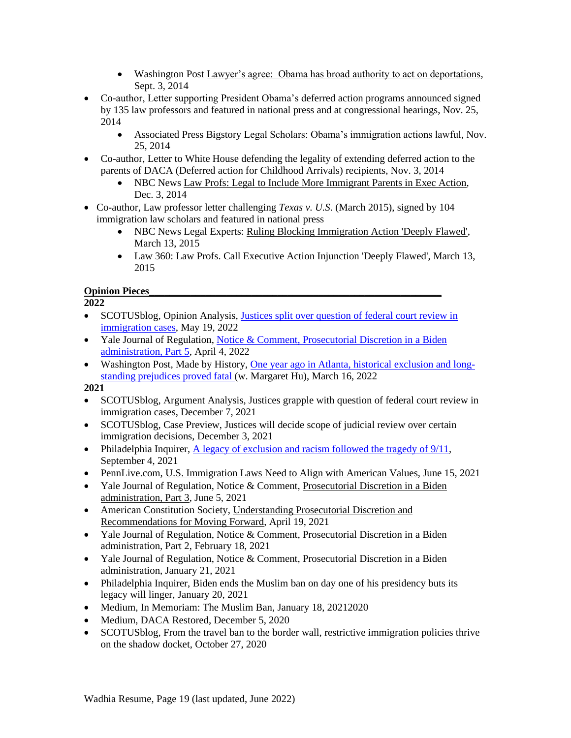- Washington Post Lawyer's agree: Obama has broad authority to act on deportations, Sept. 3, 2014
- Co-author, Letter supporting President Obama's deferred action programs announced signed by 135 law professors and featured in national press and at congressional hearings, Nov. 25, 2014
  - Associated Press Bigstory Legal Scholars: Obama's immigration actions lawful, Nov. 25, 2014
- Co-author, Letter to White House defending the legality of extending deferred action to the parents of DACA (Deferred action for Childhood Arrivals) recipients, Nov. 3, 2014
  - NBC News Law Profs: Legal to Include More Immigrant Parents in Exec Action, Dec. 3, 2014
- Co-author, Law professor letter challenging *Texas v. U.S.* (March 2015), signed by 104 immigration law scholars and featured in national press
  - NBC News Legal Experts: Ruling Blocking Immigration Action 'Deeply Flawed', March 13, 2015
  - Law 360: Law Profs. Call Executive Action Injunction 'Deeply Flawed', March 13, 2015

**Opinion Pieces**

**2022**

- SCOTUSblog, Opinion Analysis, Justices split over question of federal court review in immigration cases, May 19, 2022
- Yale Journal of Regulation, Notice & Comment, Prosecutorial Discretion in a Biden administration, Part 5, April 4, 2022
- Washington Post, Made by History, One year ago in Atlanta, historical exclusion and long-standing prejudices proved fatal (w. Margaret Hu), March 16, 2022

**2021**

- SCOTUSblog, Argument Analysis, Justices grapple with question of federal court review in immigration cases, December 7, 2021
- SCOTUSblog, Case Preview, Justices will decide scope of judicial review over certain immigration decisions, December 3, 2021
- Philadelphia Inquirer, A legacy of exclusion and racism followed the tragedy of 9/11, September 4, 2021
- PennLive.com, U.S. Immigration Laws Need to Align with American Values, June 15, 2021
- Yale Journal of Regulation, Notice & Comment, Prosecutorial Discretion in a Biden administration, Part 3, June 5, 2021
- American Constitution Society, Understanding Prosecutorial Discretion and Recommendations for Moving Forward, April 19, 2021
- Yale Journal of Regulation, Notice & Comment, Prosecutorial Discretion in a Biden administration, Part 2, February 18, 2021
- Yale Journal of Regulation, Notice & Comment, Prosecutorial Discretion in a Biden administration, January 21, 2021
- Philadelphia Inquirer, Biden ends the Muslim ban on day one of his presidency buts its legacy will linger, January 20, 2021
- Medium, In Memoriam: The Muslim Ban, January 18, 20212020
- Medium, DACA Restored, December 5, 2020
- SCOTUSblog, From the travel ban to the border wall, restrictive immigration policies thrive on the shadow docket, October 27, 2020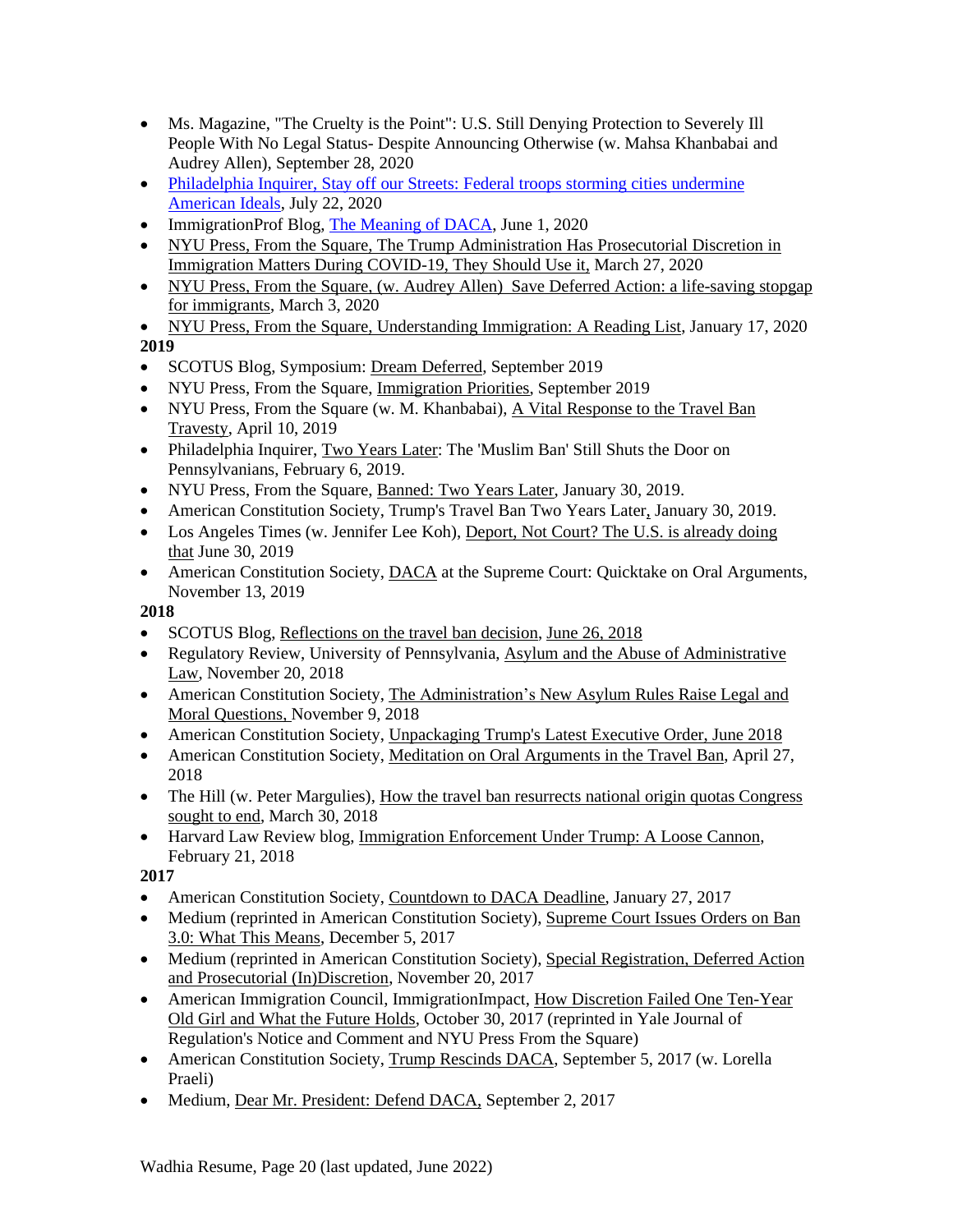- Ms. Magazine, "The Cruelty is the Point": U.S. Still Denying Protection to Severely Ill People With No Legal Status- Despite Announcing Otherwise (w. Mahsa Khanbabai and Audrey Allen), September 28, 2020
- Philadelphia Inquirer, Stay off our Streets: Federal troops storming cities undermine American Ideals, July 22, 2020
- ImmigrationProf Blog, The Meaning of DACA, June 1, 2020
- NYU Press, From the Square, The Trump Administration Has Prosecutorial Discretion in Immigration Matters During COVID-19, They Should Use it, March 27, 2020
- NYU Press, From the Square, (w. Audrey Allen) Save Deferred Action: a life-saving stopgap for immigrants, March 3, 2020
- NYU Press, From the Square, Understanding Immigration: A Reading List, January 17, 2020

**2019**

- SCOTUS Blog, Symposium: Dream Deferred, September 2019
- NYU Press, From the Square, Immigration Priorities, September 2019
- NYU Press, From the Square (w. M. Khanbabai), A Vital Response to the Travel Ban Travesty, April 10, 2019
- Philadelphia Inquirer, Two Years Later: The 'Muslim Ban' Still Shuts the Door on Pennsylvanians, February 6, 2019.
- NYU Press, From the Square, Banned: Two Years Later, January 30, 2019.
- American Constitution Society, Trump's Travel Ban Two Years Later, January 30, 2019.
- Los Angeles Times (w. Jennifer Lee Koh), Deport, Not Court? The U.S. is already doing that June 30, 2019
- American Constitution Society, DACA at the Supreme Court: Quicktake on Oral Arguments, November 13, 2019

**2018**

- SCOTUS Blog, Reflections on the travel ban decision, June 26, 2018
- Regulatory Review, University of Pennsylvania, Asylum and the Abuse of Administrative Law, November 20, 2018
- American Constitution Society, The Administration's New Asylum Rules Raise Legal and Moral Questions, November 9, 2018
- American Constitution Society, Unpackaging Trump's Latest Executive Order, June 2018
- American Constitution Society, Meditation on Oral Arguments in the Travel Ban, April 27, 2018
- The Hill (w. Peter Margulies), How the travel ban resurrects national origin quotas Congress sought to end, March 30, 2018
- Harvard Law Review blog, Immigration Enforcement Under Trump: A Loose Cannon, February 21, 2018

**2017**

- American Constitution Society, Countdown to DACA Deadline, January 27, 2017
- Medium (reprinted in American Constitution Society), Supreme Court Issues Orders on Ban 3.0: What This Means, December 5, 2017
- Medium (reprinted in American Constitution Society), Special Registration, Deferred Action and Prosecutorial (In)Discretion, November 20, 2017
- American Immigration Council, ImmigrationImpact, How Discretion Failed One Ten-Year Old Girl and What the Future Holds, October 30, 2017 (reprinted in Yale Journal of Regulation's Notice and Comment and NYU Press From the Square)
- American Constitution Society, Trump Rescinds DACA, September 5, 2017 (w. Lorella Praeli)
- Medium, Dear Mr. President: Defend DACA, September 2, 2017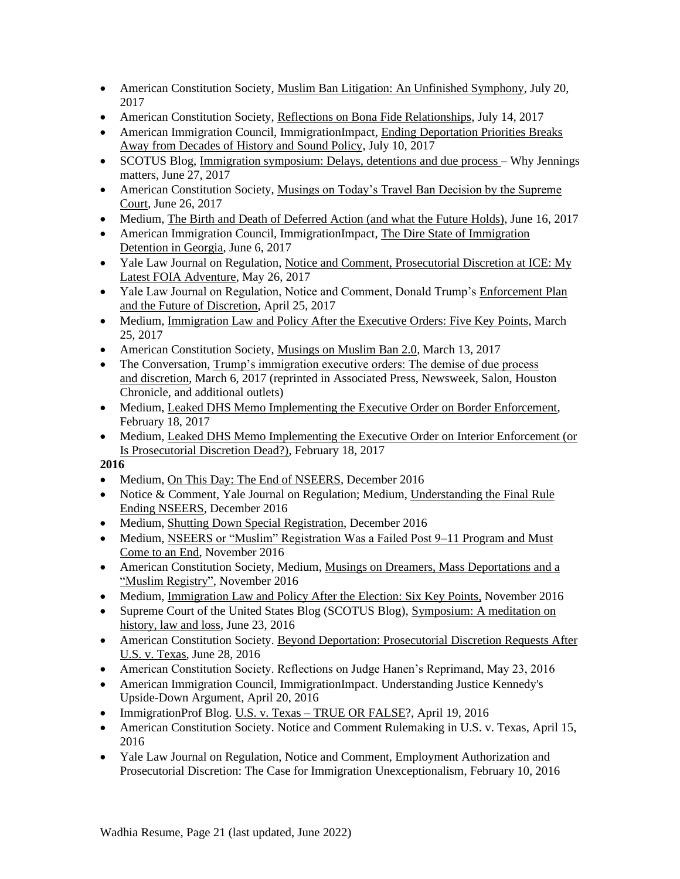- American Constitution Society, Muslim Ban Litigation: An Unfinished Symphony, July 20, 2017
- American Constitution Society, Reflections on Bona Fide Relationships, July 14, 2017
- American Immigration Council, ImmigrationImpact, Ending Deportation Priorities Breaks Away from Decades of History and Sound Policy, July 10, 2017
- SCOTUS Blog, Immigration symposium: Delays, detentions and due process – Why Jennings matters, June 27, 2017
- American Constitution Society, Musings on Today's Travel Ban Decision by the Supreme Court, June 26, 2017
- Medium, The Birth and Death of Deferred Action (and what the Future Holds), June 16, 2017
- American Immigration Council, ImmigrationImpact, The Dire State of Immigration Detention in Georgia, June 6, 2017
- Yale Law Journal on Regulation, Notice and Comment, Prosecutorial Discretion at ICE: My Latest FOIA Adventure, May 26, 2017
- Yale Law Journal on Regulation, Notice and Comment, Donald Trump's Enforcement Plan and the Future of Discretion, April 25, 2017
- Medium, Immigration Law and Policy After the Executive Orders: Five Key Points, March 25, 2017
- American Constitution Society, Musings on Muslim Ban 2.0, March 13, 2017
- The Conversation, Trump's immigration executive orders: The demise of due process and discretion, March 6, 2017 (reprinted in Associated Press, Newsweek, Salon, Houston Chronicle, and additional outlets)
- Medium, Leaked DHS Memo Implementing the Executive Order on Border Enforcement, February 18, 2017
- Medium, Leaked DHS Memo Implementing the Executive Order on Interior Enforcement (or Is Prosecutorial Discretion Dead?), February 18, 2017

**2016**

- Medium, On This Day: The End of NSEERS, December 2016
- Notice & Comment, Yale Journal on Regulation; Medium, Understanding the Final Rule Ending NSEERS, December 2016
- Medium, Shutting Down Special Registration, December 2016
- Medium, NSEERS or "Muslim" Registration Was a Failed Post 9–11 Program and Must Come to an End, November 2016
- American Constitution Society, Medium, Musings on Dreamers, Mass Deportations and a "Muslim Registry", November 2016
- Medium, Immigration Law and Policy After the Election: Six Key Points, November 2016
- Supreme Court of the United States Blog (SCOTUS Blog), Symposium: A meditation on history, law and loss, June 23, 2016
- American Constitution Society. Beyond Deportation: Prosecutorial Discretion Requests After U.S. v. Texas, June 28, 2016
- American Constitution Society. Reflections on Judge Hanen's Reprimand, May 23, 2016
- American Immigration Council, ImmigrationImpact. Understanding Justice Kennedy's Upside-Down Argument, April 20, 2016
- ImmigrationProf Blog. U.S. v. Texas – TRUE OR FALSE?, April 19, 2016
- American Constitution Society. Notice and Comment Rulemaking in U.S. v. Texas, April 15, 2016
- Yale Law Journal on Regulation, Notice and Comment, Employment Authorization and Prosecutorial Discretion: The Case for Immigration Unexceptionalism, February 10, 2016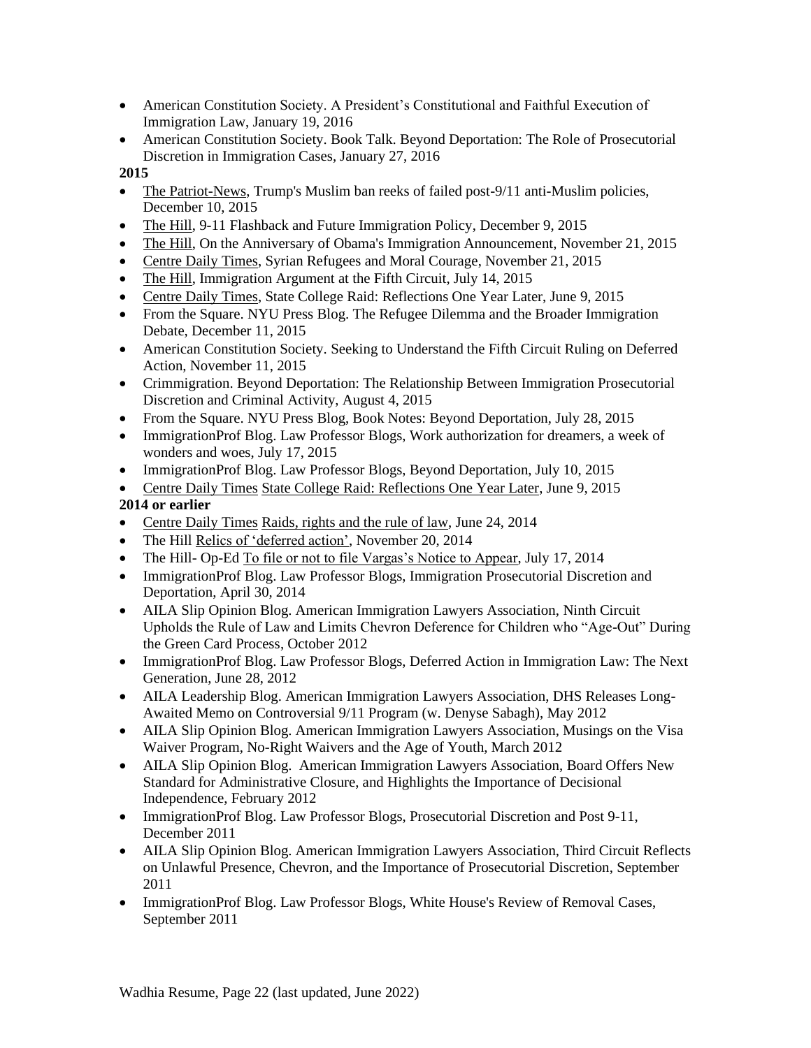- American Constitution Society. A President's Constitutional and Faithful Execution of Immigration Law, January 19, 2016
- American Constitution Society. Book Talk. Beyond Deportation: The Role of Prosecutorial Discretion in Immigration Cases, January 27, 2016

**2015**

- The Patriot-News, Trump's Muslim ban reeks of failed post-9/11 anti-Muslim policies, December 10, 2015
- The Hill, 9-11 Flashback and Future Immigration Policy, December 9, 2015
- The Hill, On the Anniversary of Obama's Immigration Announcement, November 21, 2015
- Centre Daily Times, Syrian Refugees and Moral Courage, November 21, 2015
- The Hill, Immigration Argument at the Fifth Circuit, July 14, 2015
- Centre Daily Times, State College Raid: Reflections One Year Later, June 9, 2015
- From the Square. NYU Press Blog. The Refugee Dilemma and the Broader Immigration Debate, December 11, 2015
- American Constitution Society. Seeking to Understand the Fifth Circuit Ruling on Deferred Action, November 11, 2015
- Crimmigration. Beyond Deportation: The Relationship Between Immigration Prosecutorial Discretion and Criminal Activity, August 4, 2015
- From the Square. NYU Press Blog, Book Notes: Beyond Deportation, July 28, 2015
- ImmigrationProf Blog. Law Professor Blogs, Work authorization for dreamers, a week of wonders and woes, July 17, 2015
- ImmigrationProf Blog. Law Professor Blogs, Beyond Deportation, July 10, 2015
- Centre Daily Times State College Raid: Reflections One Year Later, June 9, 2015

**2014 or earlier**

- Centre Daily Times Raids, rights and the rule of law, June 24, 2014
- The Hill Relics of 'deferred action', November 20, 2014
- The Hill- Op-Ed To file or not to file Vargas's Notice to Appear, July 17, 2014
- ImmigrationProf Blog. Law Professor Blogs, Immigration Prosecutorial Discretion and Deportation, April 30, 2014
- AILA Slip Opinion Blog. American Immigration Lawyers Association, Ninth Circuit Upholds the Rule of Law and Limits Chevron Deference for Children who "Age-Out" During the Green Card Process, October 2012
- ImmigrationProf Blog. Law Professor Blogs, Deferred Action in Immigration Law: The Next Generation, June 28, 2012
- AILA Leadership Blog. American Immigration Lawyers Association, DHS Releases Long-Awaited Memo on Controversial 9/11 Program (w. Denyse Sabagh), May 2012
- AILA Slip Opinion Blog. American Immigration Lawyers Association, Musings on the Visa Waiver Program, No-Right Waivers and the Age of Youth, March 2012
- AILA Slip Opinion Blog. American Immigration Lawyers Association, Board Offers New Standard for Administrative Closure, and Highlights the Importance of Decisional Independence, February 2012
- ImmigrationProf Blog. Law Professor Blogs, Prosecutorial Discretion and Post 9-11, December 2011
- AILA Slip Opinion Blog. American Immigration Lawyers Association, Third Circuit Reflects on Unlawful Presence, Chevron, and the Importance of Prosecutorial Discretion, September 2011
- ImmigrationProf Blog. Law Professor Blogs, White House's Review of Removal Cases, September 2011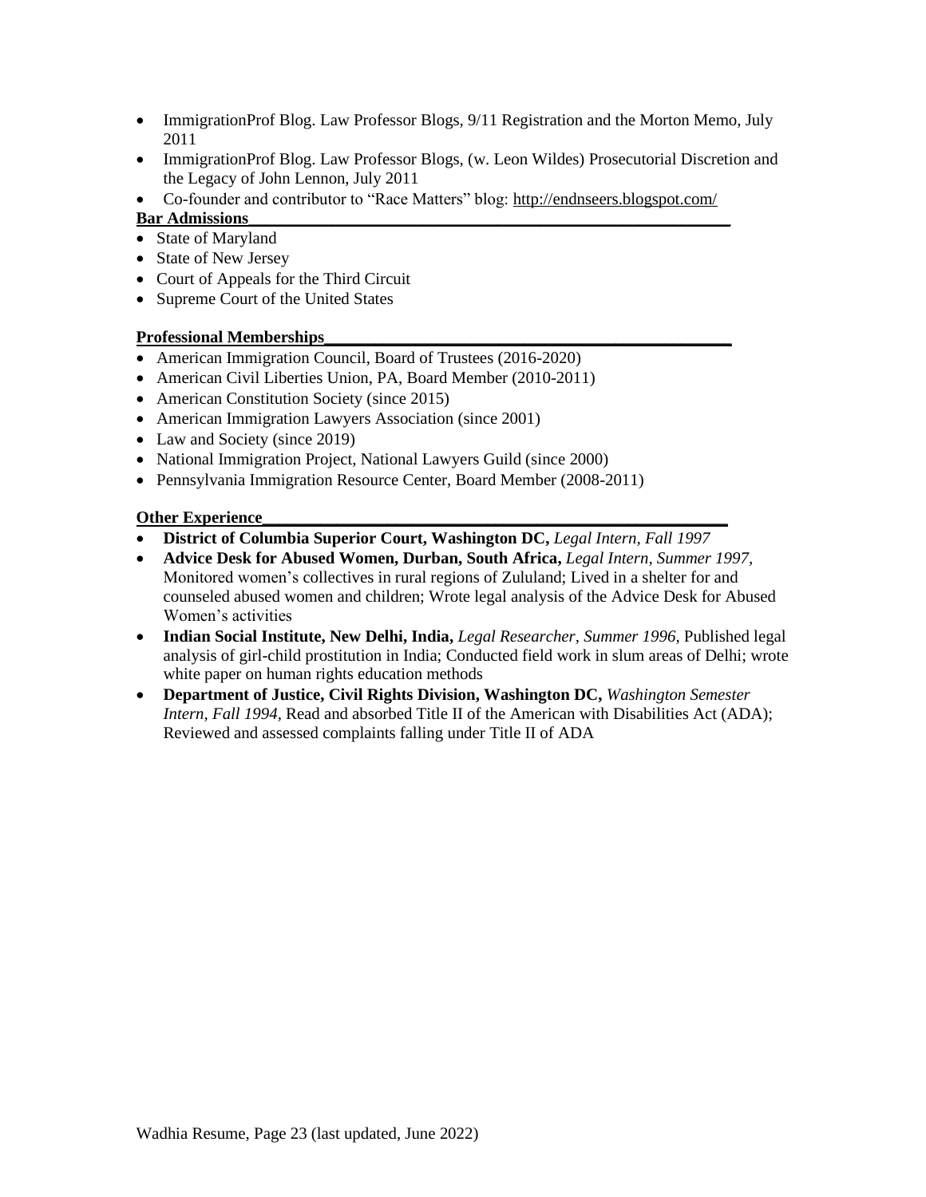- ImmigrationProf Blog. Law Professor Blogs, 9/11 Registration and the Morton Memo, July 2011
- ImmigrationProf Blog. Law Professor Blogs, (w. Leon Wildes) Prosecutorial Discretion and the Legacy of John Lennon, July 2011
- Co-founder and contributor to "Race Matters" blog: http://endnseers.blogspot.com/

## Bar Admissions

- State of Maryland
- State of New Jersey
- Court of Appeals for the Third Circuit
- Supreme Court of the United States

## Professional Memberships

- American Immigration Council, Board of Trustees (2016-2020)
- American Civil Liberties Union, PA, Board Member (2010-2011)
- American Constitution Society (since 2015)
- American Immigration Lawyers Association (since 2001)
- Law and Society (since 2019)
- National Immigration Project, National Lawyers Guild (since 2000)
- Pennsylvania Immigration Resource Center, Board Member (2008-2011)

## Other Experience

- **District of Columbia Superior Court, Washington DC,** *Legal Intern, Fall 1997*
- **Advice Desk for Abused Women, Durban, South Africa,** *Legal Intern, Summer 1997,* Monitored women's collectives in rural regions of Zululand; Lived in a shelter for and counseled abused women and children; Wrote legal analysis of the Advice Desk for Abused Women's activities
- **Indian Social Institute, New Delhi, India,** *Legal Researcher, Summer 1996,* Published legal analysis of girl-child prostitution in India; Conducted field work in slum areas of Delhi; wrote white paper on human rights education methods
- **Department of Justice, Civil Rights Division, Washington DC,** *Washington Semester Intern, Fall 1994,* Read and absorbed Title II of the American with Disabilities Act (ADA); Reviewed and assessed complaints falling under Title II of ADA